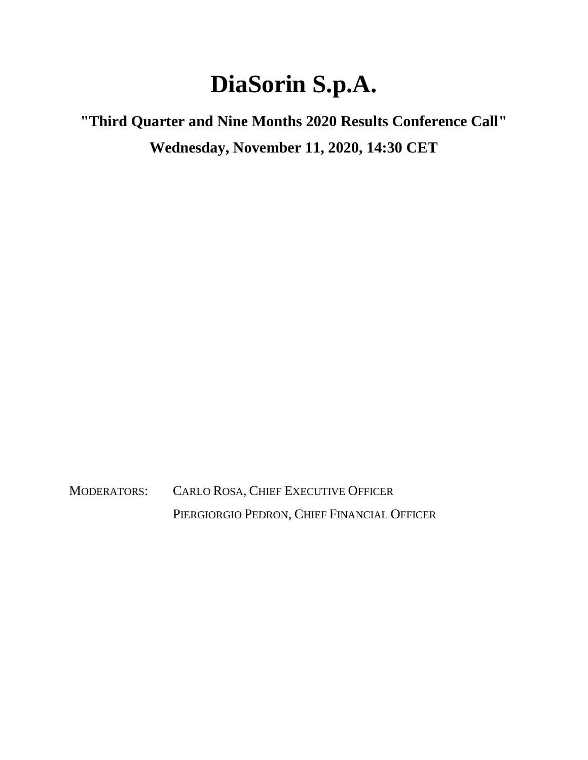# DiaSorin S.p.A.

**"Third Quarter and Nine Months 2020 Results Conference Call"**

**Wednesday, November 11, 2020, 14:30 CET**

MODERATORS: CARLO ROSA, CHIEF EXECUTIVE OFFICER

PIERGIORGIO PEDRON, CHIEF FINANCIAL OFFICER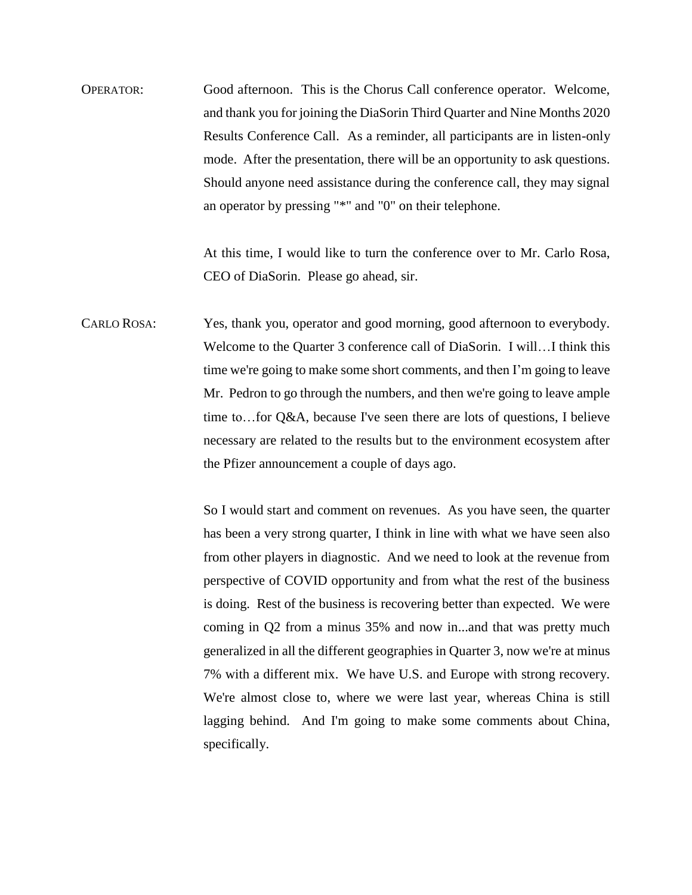OPERATOR: Good afternoon. This is the Chorus Call conference operator. Welcome, and thank you for joining the DiaSorin Third Quarter and Nine Months 2020 Results Conference Call. As a reminder, all participants are in listen-only mode. After the presentation, there will be an opportunity to ask questions. Should anyone need assistance during the conference call, they may signal an operator by pressing "*" and "0" on their telephone.

At this time, I would like to turn the conference over to Mr. Carlo Rosa, CEO of DiaSorin. Please go ahead, sir.

CARLO ROSA: Yes, thank you, operator and good morning, good afternoon to everybody. Welcome to the Quarter 3 conference call of DiaSorin. I will…I think this time we're going to make some short comments, and then I'm going to leave Mr. Pedron to go through the numbers, and then we're going to leave ample time to…for Q&A, because I've seen there are lots of questions, I believe necessary are related to the results but to the environment ecosystem after the Pfizer announcement a couple of days ago.

So I would start and comment on revenues. As you have seen, the quarter has been a very strong quarter, I think in line with what we have seen also from other players in diagnostic. And we need to look at the revenue from perspective of COVID opportunity and from what the rest of the business is doing. Rest of the business is recovering better than expected. We were coming in Q2 from a minus 35% and now in...and that was pretty much generalized in all the different geographies in Quarter 3, now we're at minus 7% with a different mix. We have U.S. and Europe with strong recovery. We're almost close to, where we were last year, whereas China is still lagging behind. And I'm going to make some comments about China, specifically.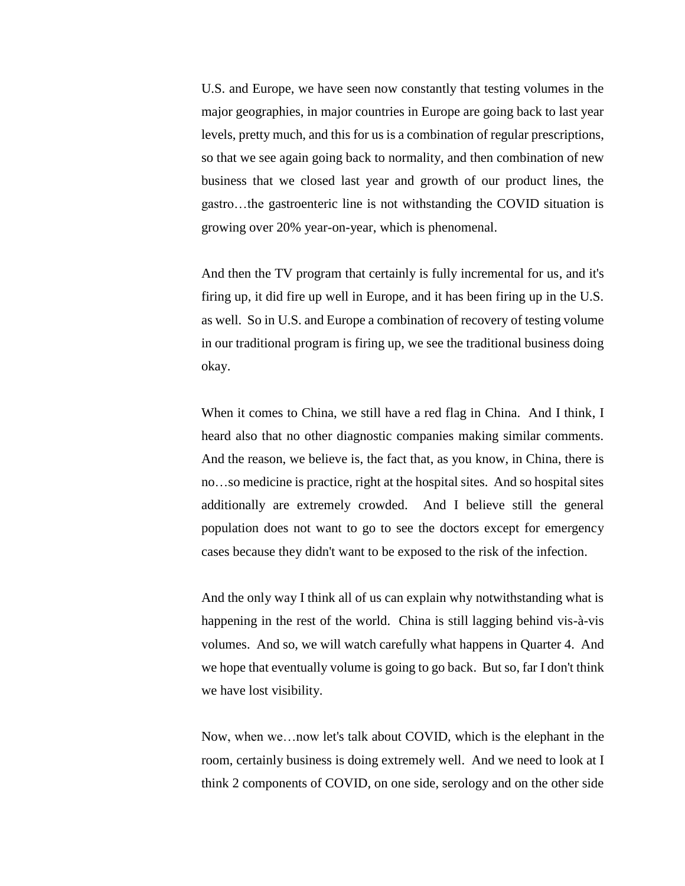U.S. and Europe, we have seen now constantly that testing volumes in the major geographies, in major countries in Europe are going back to last year levels, pretty much, and this for us is a combination of regular prescriptions, so that we see again going back to normality, and then combination of new business that we closed last year and growth of our product lines, the gastro…the gastroenteric line is not withstanding the COVID situation is growing over 20% year-on-year, which is phenomenal.

And then the TV program that certainly is fully incremental for us, and it's firing up, it did fire up well in Europe, and it has been firing up in the U.S. as well. So in U.S. and Europe a combination of recovery of testing volume in our traditional program is firing up, we see the traditional business doing okay.

When it comes to China, we still have a red flag in China. And I think, I heard also that no other diagnostic companies making similar comments. And the reason, we believe is, the fact that, as you know, in China, there is no…so medicine is practice, right at the hospital sites. And so hospital sites additionally are extremely crowded. And I believe still the general population does not want to go to see the doctors except for emergency cases because they didn't want to be exposed to the risk of the infection.

And the only way I think all of us can explain why notwithstanding what is happening in the rest of the world. China is still lagging behind vis-à-vis volumes. And so, we will watch carefully what happens in Quarter 4. And we hope that eventually volume is going to go back. But so, far I don't think we have lost visibility.

Now, when we…now let's talk about COVID, which is the elephant in the room, certainly business is doing extremely well. And we need to look at I think 2 components of COVID, on one side, serology and on the other side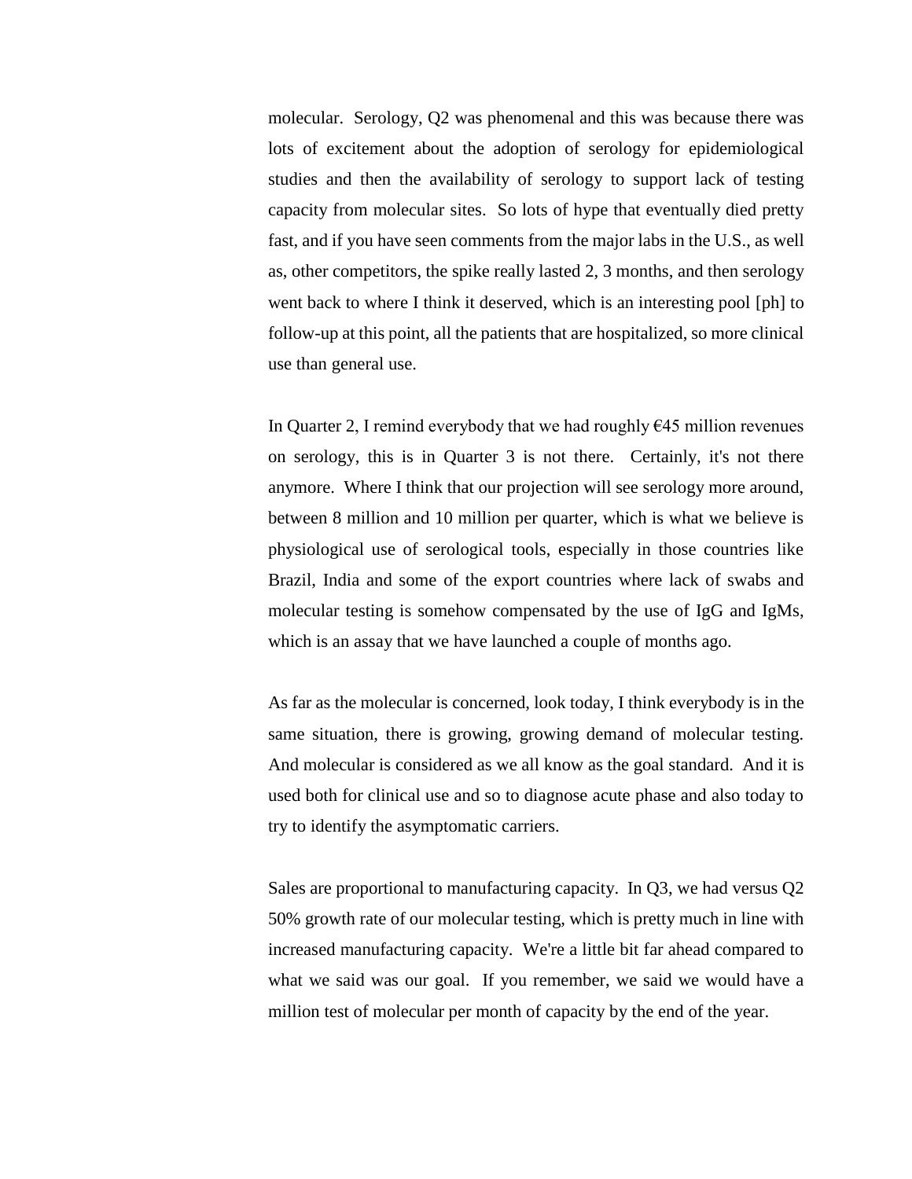molecular. Serology, Q2 was phenomenal and this was because there was lots of excitement about the adoption of serology for epidemiological studies and then the availability of serology to support lack of testing capacity from molecular sites. So lots of hype that eventually died pretty fast, and if you have seen comments from the major labs in the U.S., as well as, other competitors, the spike really lasted 2, 3 months, and then serology went back to where I think it deserved, which is an interesting pool [ph] to follow-up at this point, all the patients that are hospitalized, so more clinical use than general use.

In Quarter 2, I remind everybody that we had roughly €45 million revenues on serology, this is in Quarter 3 is not there. Certainly, it's not there anymore. Where I think that our projection will see serology more around, between 8 million and 10 million per quarter, which is what we believe is physiological use of serological tools, especially in those countries like Brazil, India and some of the export countries where lack of swabs and molecular testing is somehow compensated by the use of IgG and IgMs, which is an assay that we have launched a couple of months ago.

As far as the molecular is concerned, look today, I think everybody is in the same situation, there is growing, growing demand of molecular testing. And molecular is considered as we all know as the goal standard. And it is used both for clinical use and so to diagnose acute phase and also today to try to identify the asymptomatic carriers.

Sales are proportional to manufacturing capacity. In Q3, we had versus Q2 50% growth rate of our molecular testing, which is pretty much in line with increased manufacturing capacity. We're a little bit far ahead compared to what we said was our goal. If you remember, we said we would have a million test of molecular per month of capacity by the end of the year.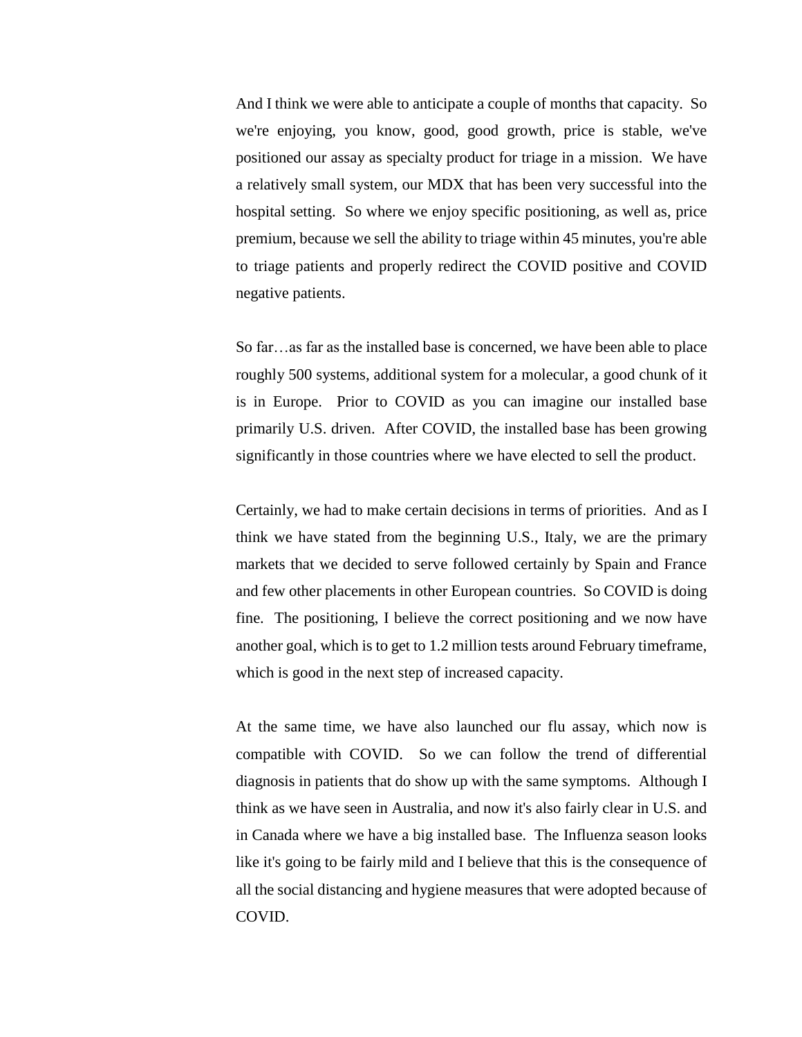And I think we were able to anticipate a couple of months that capacity. So we're enjoying, you know, good, good growth, price is stable, we've positioned our assay as specialty product for triage in a mission. We have a relatively small system, our MDX that has been very successful into the hospital setting. So where we enjoy specific positioning, as well as, price premium, because we sell the ability to triage within 45 minutes, you're able to triage patients and properly redirect the COVID positive and COVID negative patients.

So far…as far as the installed base is concerned, we have been able to place roughly 500 systems, additional system for a molecular, a good chunk of it is in Europe. Prior to COVID as you can imagine our installed base primarily U.S. driven. After COVID, the installed base has been growing significantly in those countries where we have elected to sell the product.

Certainly, we had to make certain decisions in terms of priorities. And as I think we have stated from the beginning U.S., Italy, we are the primary markets that we decided to serve followed certainly by Spain and France and few other placements in other European countries. So COVID is doing fine. The positioning, I believe the correct positioning and we now have another goal, which is to get to 1.2 million tests around February timeframe, which is good in the next step of increased capacity.

At the same time, we have also launched our flu assay, which now is compatible with COVID. So we can follow the trend of differential diagnosis in patients that do show up with the same symptoms. Although I think as we have seen in Australia, and now it's also fairly clear in U.S. and in Canada where we have a big installed base. The Influenza season looks like it's going to be fairly mild and I believe that this is the consequence of all the social distancing and hygiene measures that were adopted because of COVID.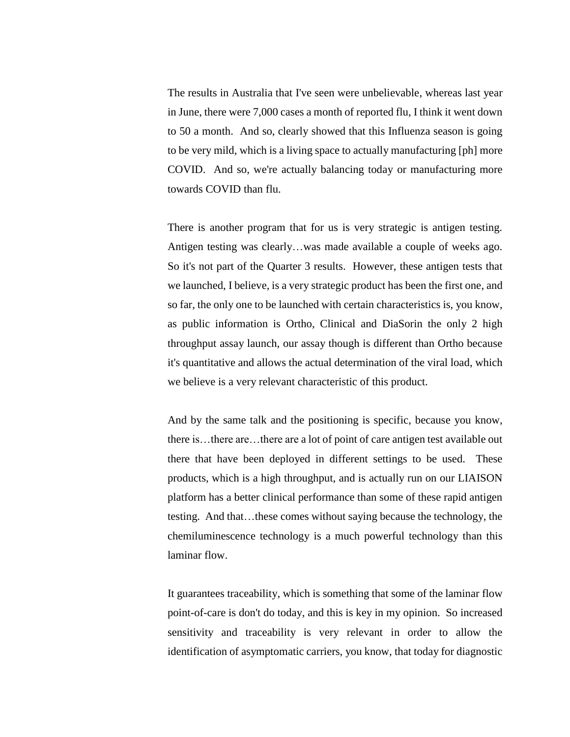The results in Australia that I've seen were unbelievable, whereas last year in June, there were 7,000 cases a month of reported flu, I think it went down to 50 a month. And so, clearly showed that this Influenza season is going to be very mild, which is a living space to actually manufacturing [ph] more COVID. And so, we're actually balancing today or manufacturing more towards COVID than flu.

There is another program that for us is very strategic is antigen testing. Antigen testing was clearly…was made available a couple of weeks ago. So it's not part of the Quarter 3 results. However, these antigen tests that we launched, I believe, is a very strategic product has been the first one, and so far, the only one to be launched with certain characteristics is, you know, as public information is Ortho, Clinical and DiaSorin the only 2 high throughput assay launch, our assay though is different than Ortho because it's quantitative and allows the actual determination of the viral load, which we believe is a very relevant characteristic of this product.

And by the same talk and the positioning is specific, because you know, there is…there are…there are a lot of point of care antigen test available out there that have been deployed in different settings to be used. These products, which is a high throughput, and is actually run on our LIAISON platform has a better clinical performance than some of these rapid antigen testing. And that…these comes without saying because the technology, the chemiluminescence technology is a much powerful technology than this laminar flow.

It guarantees traceability, which is something that some of the laminar flow point-of-care is don't do today, and this is key in my opinion. So increased sensitivity and traceability is very relevant in order to allow the identification of asymptomatic carriers, you know, that today for diagnostic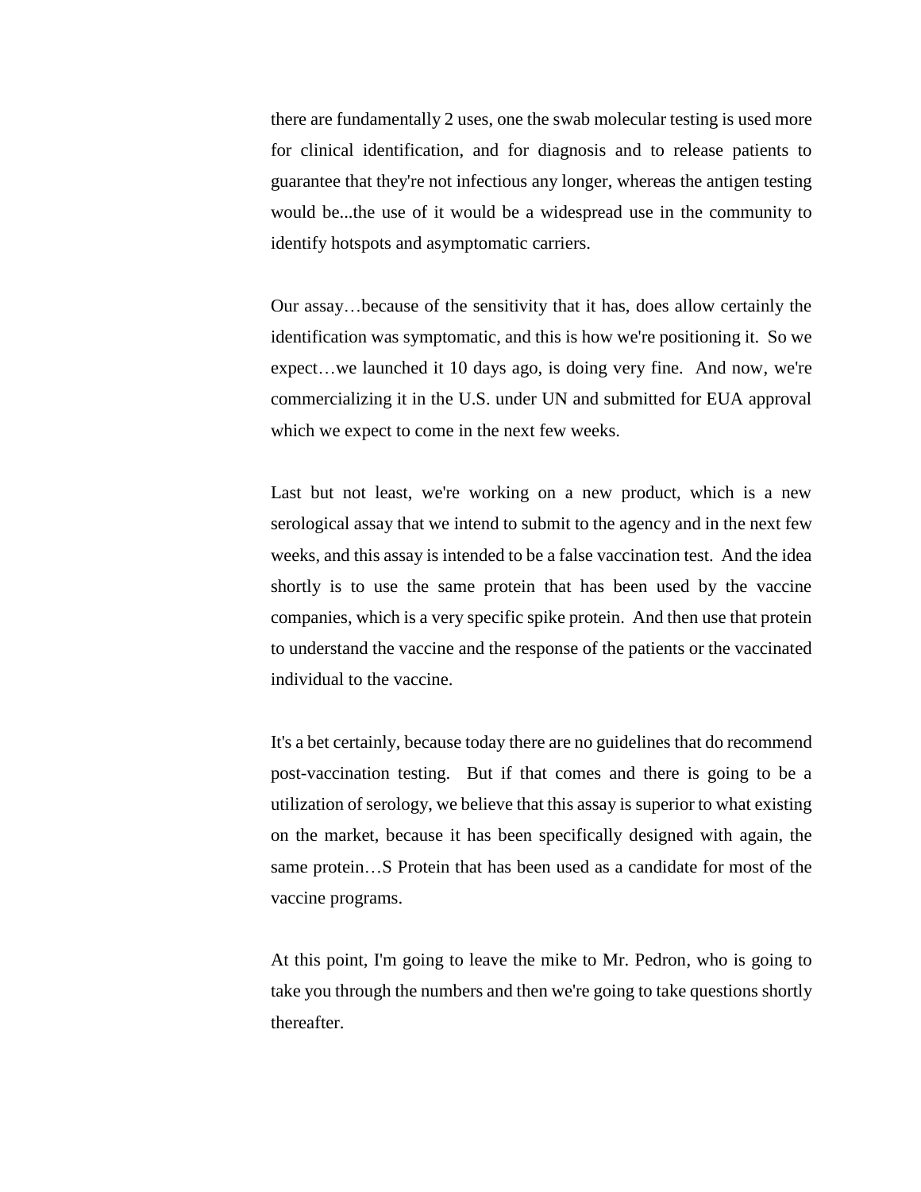there are fundamentally 2 uses, one the swab molecular testing is used more for clinical identification, and for diagnosis and to release patients to guarantee that they're not infectious any longer, whereas the antigen testing would be...the use of it would be a widespread use in the community to identify hotspots and asymptomatic carriers.

Our assay…because of the sensitivity that it has, does allow certainly the identification was symptomatic, and this is how we're positioning it. So we expect…we launched it 10 days ago, is doing very fine. And now, we're commercializing it in the U.S. under UN and submitted for EUA approval which we expect to come in the next few weeks.

Last but not least, we're working on a new product, which is a new serological assay that we intend to submit to the agency and in the next few weeks, and this assay is intended to be a false vaccination test. And the idea shortly is to use the same protein that has been used by the vaccine companies, which is a very specific spike protein. And then use that protein to understand the vaccine and the response of the patients or the vaccinated individual to the vaccine.

It's a bet certainly, because today there are no guidelines that do recommend post-vaccination testing. But if that comes and there is going to be a utilization of serology, we believe that this assay is superior to what existing on the market, because it has been specifically designed with again, the same protein…S Protein that has been used as a candidate for most of the vaccine programs.

At this point, I'm going to leave the mike to Mr. Pedron, who is going to take you through the numbers and then we're going to take questions shortly thereafter.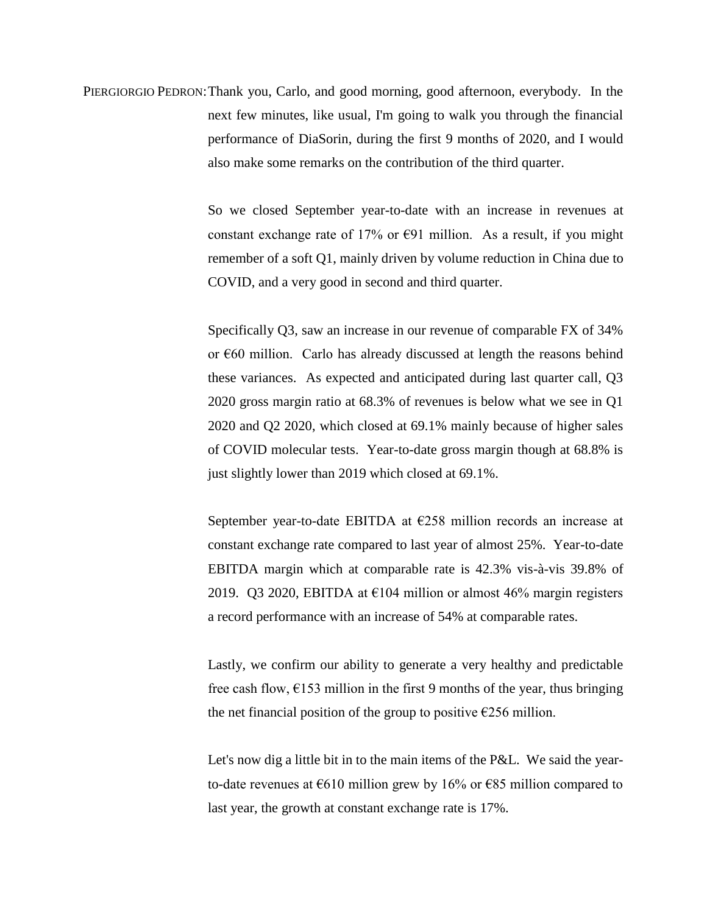PIERGIORGIO PEDRON: Thank you, Carlo, and good morning, good afternoon, everybody. In the next few minutes, like usual, I'm going to walk you through the financial performance of DiaSorin, during the first 9 months of 2020, and I would also make some remarks on the contribution of the third quarter.

So we closed September year-to-date with an increase in revenues at constant exchange rate of 17% or €91 million. As a result, if you might remember of a soft Q1, mainly driven by volume reduction in China due to COVID, and a very good in second and third quarter.

Specifically Q3, saw an increase in our revenue of comparable FX of 34% or €60 million. Carlo has already discussed at length the reasons behind these variances. As expected and anticipated during last quarter call, Q3 2020 gross margin ratio at 68.3% of revenues is below what we see in Q1 2020 and Q2 2020, which closed at 69.1% mainly because of higher sales of COVID molecular tests. Year-to-date gross margin though at 68.8% is just slightly lower than 2019 which closed at 69.1%.

September year-to-date EBITDA at €258 million records an increase at constant exchange rate compared to last year of almost 25%. Year-to-date EBITDA margin which at comparable rate is 42.3% vis-à-vis 39.8% of 2019. Q3 2020, EBITDA at €104 million or almost 46% margin registers a record performance with an increase of 54% at comparable rates.

Lastly, we confirm our ability to generate a very healthy and predictable free cash flow, €153 million in the first 9 months of the year, thus bringing the net financial position of the group to positive €256 million.

Let's now dig a little bit in to the main items of the P&L. We said the year-to-date revenues at €610 million grew by 16% or €85 million compared to last year, the growth at constant exchange rate is 17%.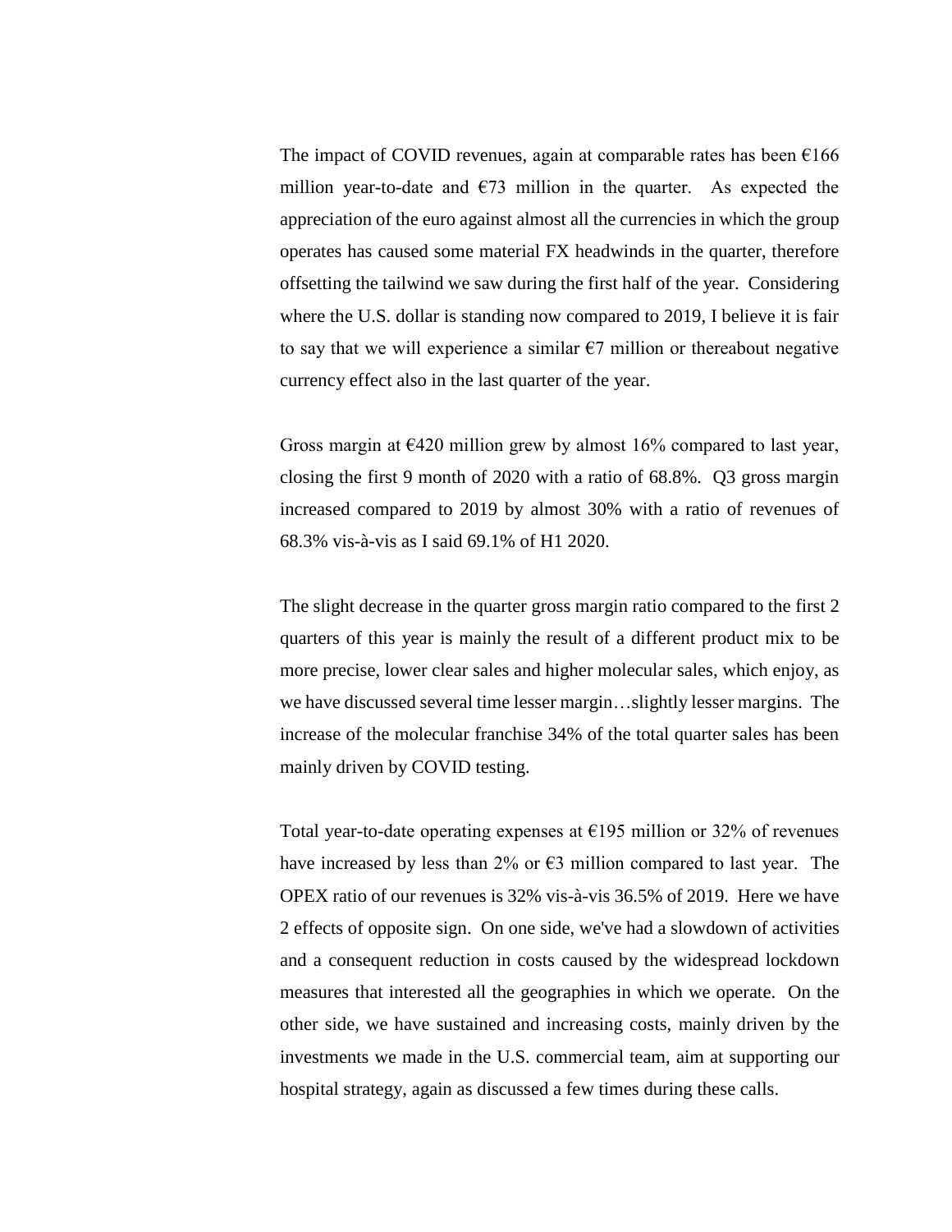The impact of COVID revenues, again at comparable rates has been €166 million year-to-date and €73 million in the quarter. As expected the appreciation of the euro against almost all the currencies in which the group operates has caused some material FX headwinds in the quarter, therefore offsetting the tailwind we saw during the first half of the year. Considering where the U.S. dollar is standing now compared to 2019, I believe it is fair to say that we will experience a similar €7 million or thereabout negative currency effect also in the last quarter of the year.

Gross margin at €420 million grew by almost 16% compared to last year, closing the first 9 month of 2020 with a ratio of 68.8%. Q3 gross margin increased compared to 2019 by almost 30% with a ratio of revenues of 68.3% vis-à-vis as I said 69.1% of H1 2020.

The slight decrease in the quarter gross margin ratio compared to the first 2 quarters of this year is mainly the result of a different product mix to be more precise, lower clear sales and higher molecular sales, which enjoy, as we have discussed several time lesser margin…slightly lesser margins. The increase of the molecular franchise 34% of the total quarter sales has been mainly driven by COVID testing.

Total year-to-date operating expenses at €195 million or 32% of revenues have increased by less than 2% or €3 million compared to last year. The OPEX ratio of our revenues is 32% vis-à-vis 36.5% of 2019. Here we have 2 effects of opposite sign. On one side, we've had a slowdown of activities and a consequent reduction in costs caused by the widespread lockdown measures that interested all the geographies in which we operate. On the other side, we have sustained and increasing costs, mainly driven by the investments we made in the U.S. commercial team, aim at supporting our hospital strategy, again as discussed a few times during these calls.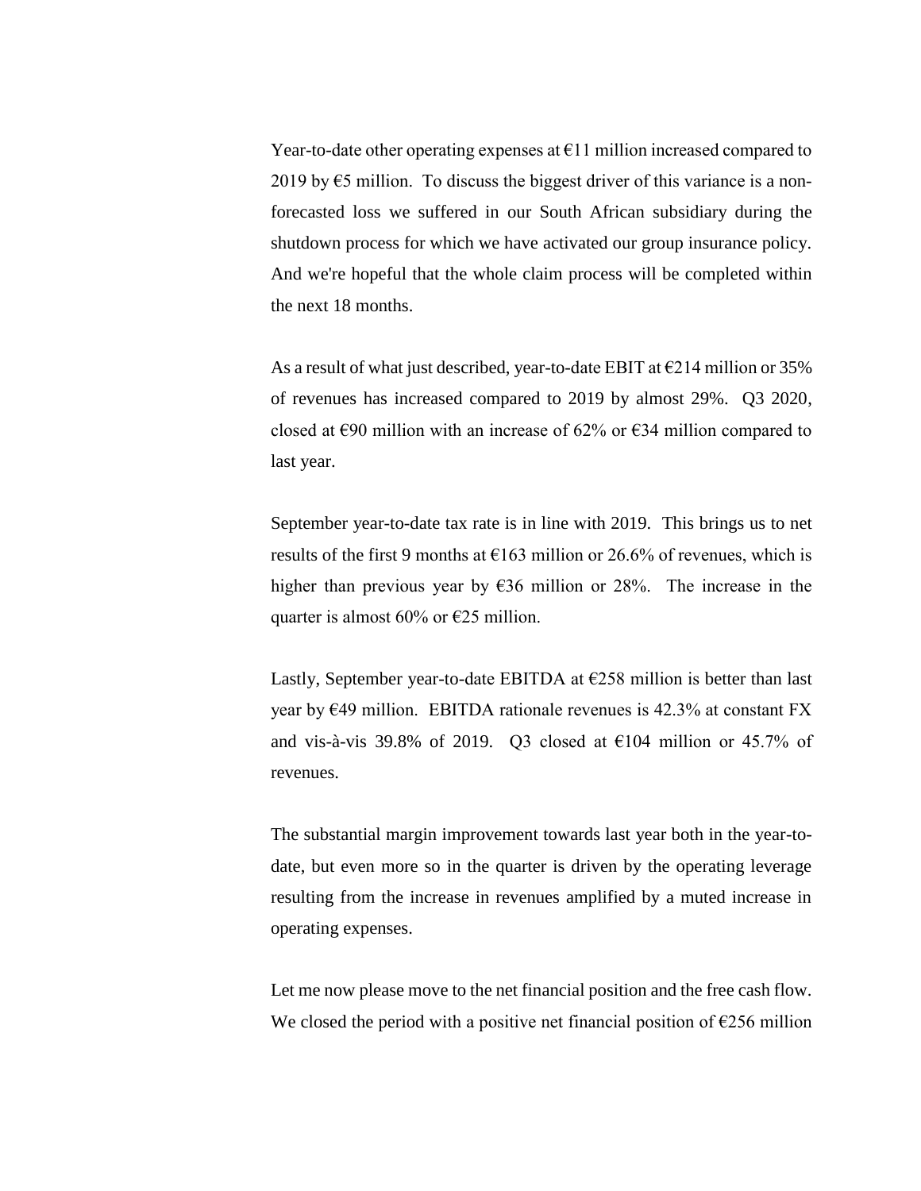Year-to-date other operating expenses at €11 million increased compared to 2019 by €5 million. To discuss the biggest driver of this variance is a non-forecasted loss we suffered in our South African subsidiary during the shutdown process for which we have activated our group insurance policy. And we're hopeful that the whole claim process will be completed within the next 18 months.

As a result of what just described, year-to-date EBIT at €214 million or 35% of revenues has increased compared to 2019 by almost 29%. Q3 2020, closed at €90 million with an increase of 62% or €34 million compared to last year.

September year-to-date tax rate is in line with 2019. This brings us to net results of the first 9 months at €163 million or 26.6% of revenues, which is higher than previous year by €36 million or 28%. The increase in the quarter is almost 60% or €25 million.

Lastly, September year-to-date EBITDA at €258 million is better than last year by €49 million. EBITDA rationale revenues is 42.3% at constant FX and vis-à-vis 39.8% of 2019. Q3 closed at €104 million or 45.7% of revenues.

The substantial margin improvement towards last year both in the year-to-date, but even more so in the quarter is driven by the operating leverage resulting from the increase in revenues amplified by a muted increase in operating expenses.

Let me now please move to the net financial position and the free cash flow. We closed the period with a positive net financial position of €256 million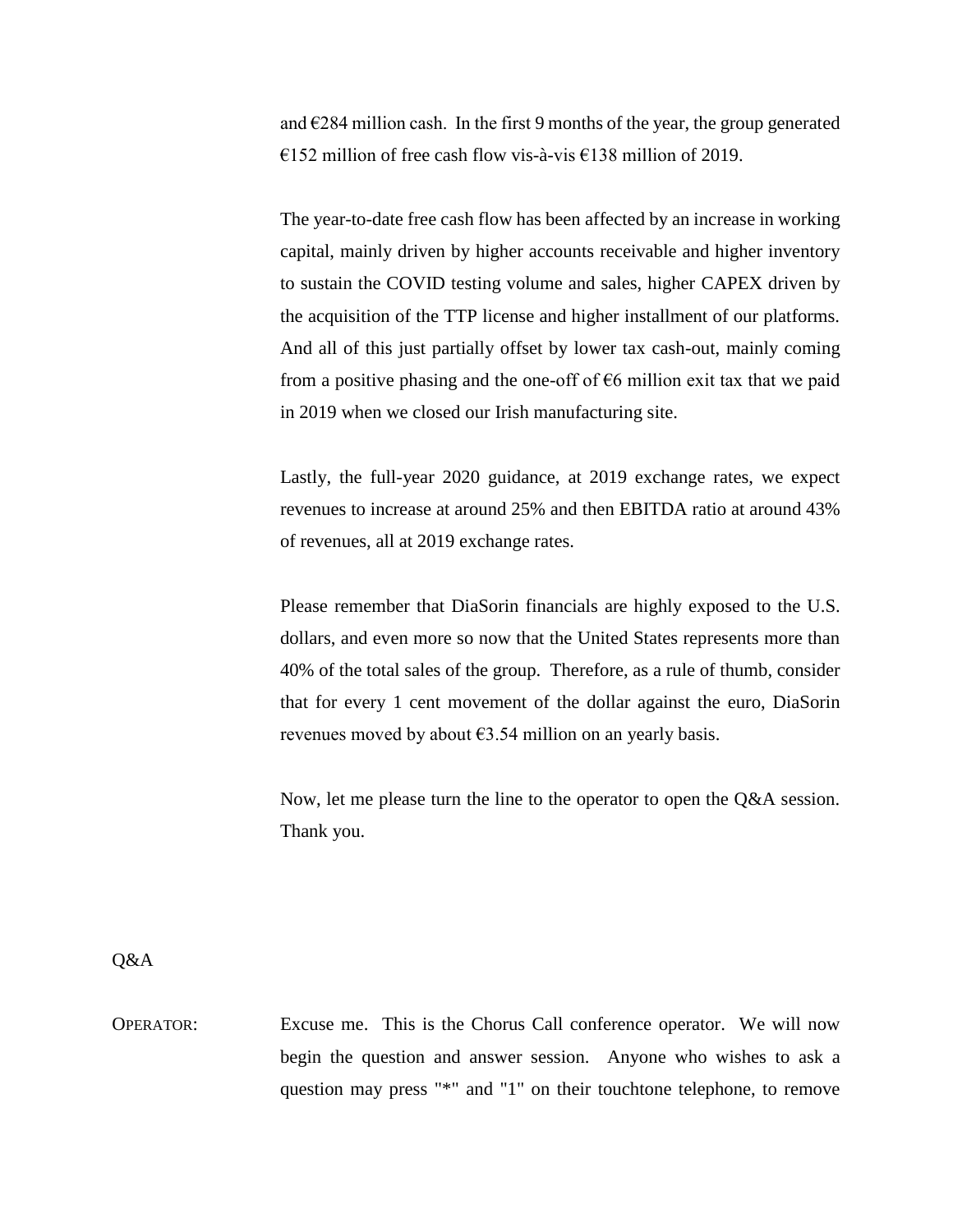and €284 million cash. In the first 9 months of the year, the group generated €152 million of free cash flow vis-à-vis €138 million of 2019.

The year-to-date free cash flow has been affected by an increase in working capital, mainly driven by higher accounts receivable and higher inventory to sustain the COVID testing volume and sales, higher CAPEX driven by the acquisition of the TTP license and higher installment of our platforms. And all of this just partially offset by lower tax cash-out, mainly coming from a positive phasing and the one-off of €6 million exit tax that we paid in 2019 when we closed our Irish manufacturing site.

Lastly, the full-year 2020 guidance, at 2019 exchange rates, we expect revenues to increase at around 25% and then EBITDA ratio at around 43% of revenues, all at 2019 exchange rates.

Please remember that DiaSorin financials are highly exposed to the U.S. dollars, and even more so now that the United States represents more than 40% of the total sales of the group. Therefore, as a rule of thumb, consider that for every 1 cent movement of the dollar against the euro, DiaSorin revenues moved by about €3.54 million on an yearly basis.

Now, let me please turn the line to the operator to open the Q&A session. Thank you.

## Q&A

OPERATOR: Excuse me. This is the Chorus Call conference operator. We will now begin the question and answer session. Anyone who wishes to ask a question may press "*" and "1" on their touchtone telephone, to remove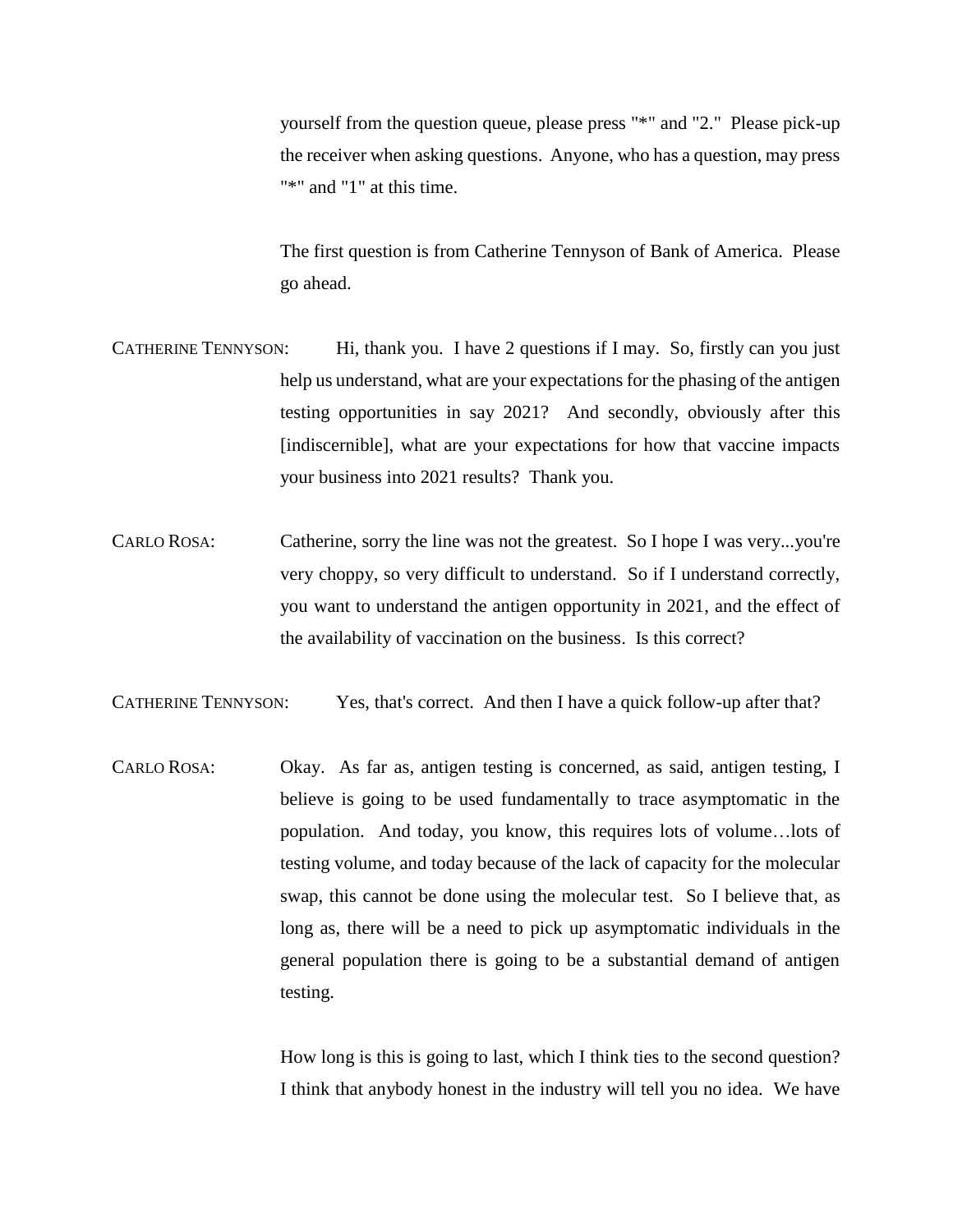yourself from the question queue, please press "*" and "2." Please pick-up the receiver when asking questions. Anyone, who has a question, may press "*" and "1" at this time.

The first question is from Catherine Tennyson of Bank of America. Please go ahead.

CATHERINE TENNYSON: Hi, thank you. I have 2 questions if I may. So, firstly can you just help us understand, what are your expectations for the phasing of the antigen testing opportunities in say 2021? And secondly, obviously after this [indiscernible], what are your expectations for how that vaccine impacts your business into 2021 results? Thank you.

CARLO ROSA: Catherine, sorry the line was not the greatest. So I hope I was very...you're very choppy, so very difficult to understand. So if I understand correctly, you want to understand the antigen opportunity in 2021, and the effect of the availability of vaccination on the business. Is this correct?

CATHERINE TENNYSON: Yes, that's correct. And then I have a quick follow-up after that?

CARLO ROSA: Okay. As far as, antigen testing is concerned, as said, antigen testing, I believe is going to be used fundamentally to trace asymptomatic in the population. And today, you know, this requires lots of volume…lots of testing volume, and today because of the lack of capacity for the molecular swap, this cannot be done using the molecular test. So I believe that, as long as, there will be a need to pick up asymptomatic individuals in the general population there is going to be a substantial demand of antigen testing.

How long is this is going to last, which I think ties to the second question? I think that anybody honest in the industry will tell you no idea. We have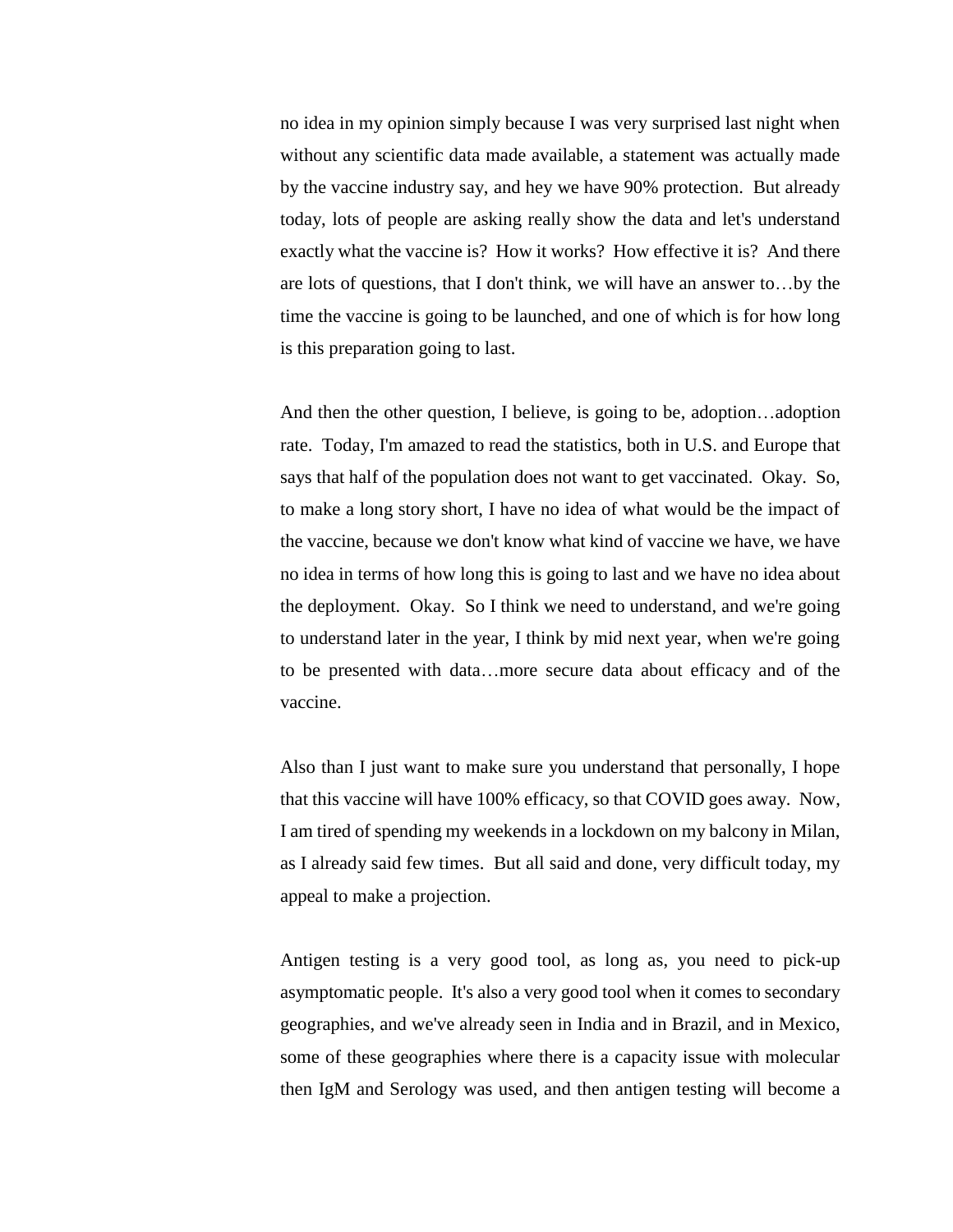no idea in my opinion simply because I was very surprised last night when without any scientific data made available, a statement was actually made by the vaccine industry say, and hey we have 90% protection. But already today, lots of people are asking really show the data and let's understand exactly what the vaccine is? How it works? How effective it is? And there are lots of questions, that I don't think, we will have an answer to…by the time the vaccine is going to be launched, and one of which is for how long is this preparation going to last.

And then the other question, I believe, is going to be, adoption…adoption rate. Today, I'm amazed to read the statistics, both in U.S. and Europe that says that half of the population does not want to get vaccinated. Okay. So, to make a long story short, I have no idea of what would be the impact of the vaccine, because we don't know what kind of vaccine we have, we have no idea in terms of how long this is going to last and we have no idea about the deployment. Okay. So I think we need to understand, and we're going to understand later in the year, I think by mid next year, when we're going to be presented with data…more secure data about efficacy and of the vaccine.

Also than I just want to make sure you understand that personally, I hope that this vaccine will have 100% efficacy, so that COVID goes away. Now, I am tired of spending my weekends in a lockdown on my balcony in Milan, as I already said few times. But all said and done, very difficult today, my appeal to make a projection.

Antigen testing is a very good tool, as long as, you need to pick-up asymptomatic people. It's also a very good tool when it comes to secondary geographies, and we've already seen in India and in Brazil, and in Mexico, some of these geographies where there is a capacity issue with molecular then IgM and Serology was used, and then antigen testing will become a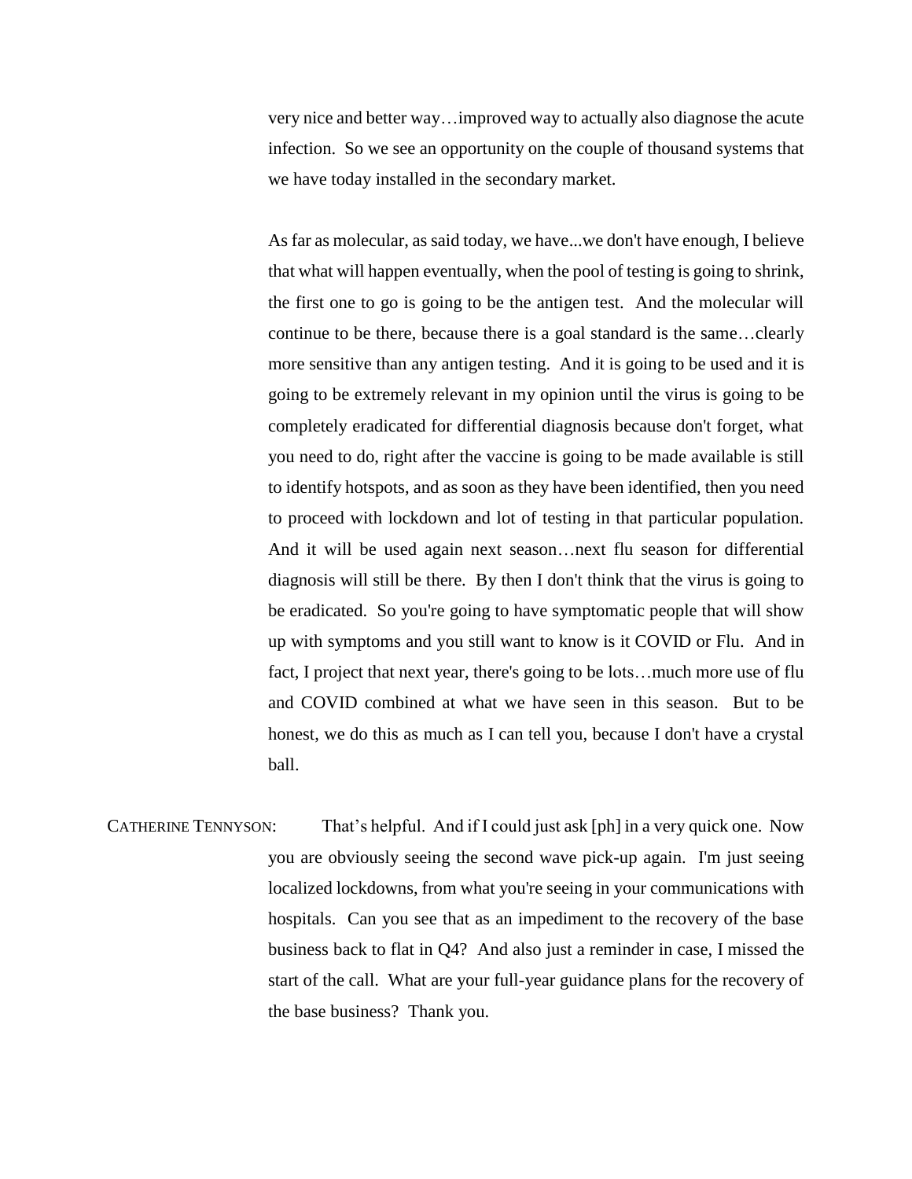very nice and better way…improved way to actually also diagnose the acute infection. So we see an opportunity on the couple of thousand systems that we have today installed in the secondary market.

As far as molecular, as said today, we have...we don't have enough, I believe that what will happen eventually, when the pool of testing is going to shrink, the first one to go is going to be the antigen test. And the molecular will continue to be there, because there is a goal standard is the same…clearly more sensitive than any antigen testing. And it is going to be used and it is going to be extremely relevant in my opinion until the virus is going to be completely eradicated for differential diagnosis because don't forget, what you need to do, right after the vaccine is going to be made available is still to identify hotspots, and as soon as they have been identified, then you need to proceed with lockdown and lot of testing in that particular population. And it will be used again next season…next flu season for differential diagnosis will still be there. By then I don't think that the virus is going to be eradicated. So you're going to have symptomatic people that will show up with symptoms and you still want to know is it COVID or Flu. And in fact, I project that next year, there's going to be lots…much more use of flu and COVID combined at what we have seen in this season. But to be honest, we do this as much as I can tell you, because I don't have a crystal ball.

CATHERINE TENNYSON: That's helpful. And if I could just ask [ph] in a very quick one. Now you are obviously seeing the second wave pick-up again. I'm just seeing localized lockdowns, from what you're seeing in your communications with hospitals. Can you see that as an impediment to the recovery of the base business back to flat in Q4? And also just a reminder in case, I missed the start of the call. What are your full-year guidance plans for the recovery of the base business? Thank you.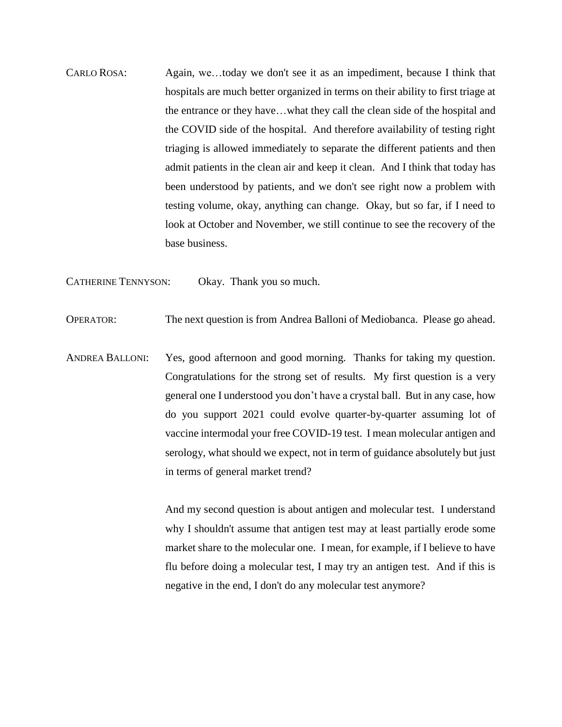CARLO ROSA: Again, we…today we don't see it as an impediment, because I think that hospitals are much better organized in terms on their ability to first triage at the entrance or they have…what they call the clean side of the hospital and the COVID side of the hospital. And therefore availability of testing right triaging is allowed immediately to separate the different patients and then admit patients in the clean air and keep it clean. And I think that today has been understood by patients, and we don't see right now a problem with testing volume, okay, anything can change. Okay, but so far, if I need to look at October and November, we still continue to see the recovery of the base business.

CATHERINE TENNYSON: Okay. Thank you so much.

OPERATOR: The next question is from Andrea Balloni of Mediobanca. Please go ahead.

ANDREA BALLONI: Yes, good afternoon and good morning. Thanks for taking my question. Congratulations for the strong set of results. My first question is a very general one I understood you don't have a crystal ball. But in any case, how do you support 2021 could evolve quarter-by-quarter assuming lot of vaccine intermodal your free COVID-19 test. I mean molecular antigen and serology, what should we expect, not in term of guidance absolutely but just in terms of general market trend?

And my second question is about antigen and molecular test. I understand why I shouldn't assume that antigen test may at least partially erode some market share to the molecular one. I mean, for example, if I believe to have flu before doing a molecular test, I may try an antigen test. And if this is negative in the end, I don't do any molecular test anymore?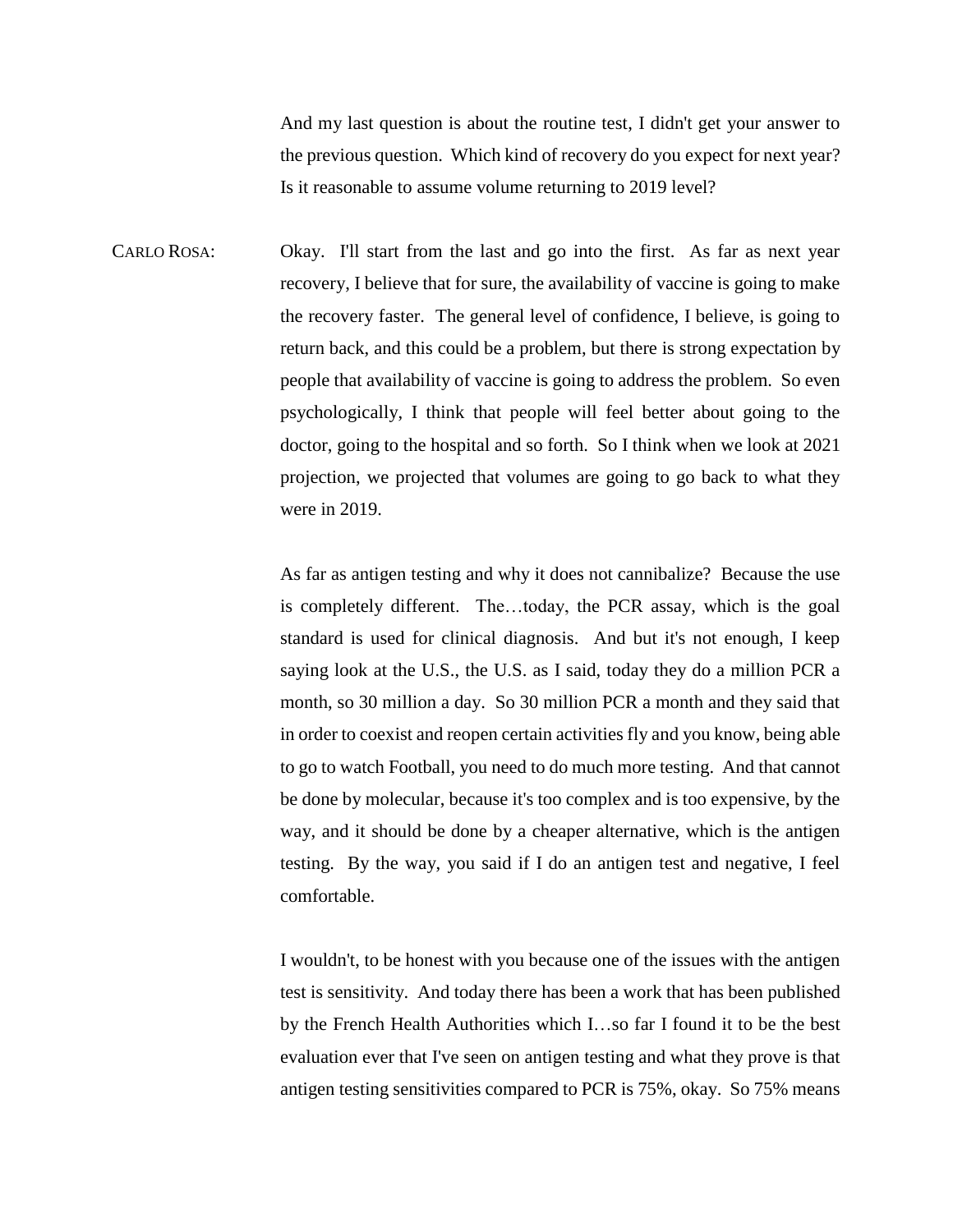And my last question is about the routine test, I didn't get your answer to the previous question. Which kind of recovery do you expect for next year? Is it reasonable to assume volume returning to 2019 level?

CARLO ROSA: Okay. I'll start from the last and go into the first. As far as next year recovery, I believe that for sure, the availability of vaccine is going to make the recovery faster. The general level of confidence, I believe, is going to return back, and this could be a problem, but there is strong expectation by people that availability of vaccine is going to address the problem. So even psychologically, I think that people will feel better about going to the doctor, going to the hospital and so forth. So I think when we look at 2021 projection, we projected that volumes are going to go back to what they were in 2019.

As far as antigen testing and why it does not cannibalize? Because the use is completely different. The…today, the PCR assay, which is the goal standard is used for clinical diagnosis. And but it's not enough, I keep saying look at the U.S., the U.S. as I said, today they do a million PCR a month, so 30 million a day. So 30 million PCR a month and they said that in order to coexist and reopen certain activities fly and you know, being able to go to watch Football, you need to do much more testing. And that cannot be done by molecular, because it's too complex and is too expensive, by the way, and it should be done by a cheaper alternative, which is the antigen testing. By the way, you said if I do an antigen test and negative, I feel comfortable.

I wouldn't, to be honest with you because one of the issues with the antigen test is sensitivity. And today there has been a work that has been published by the French Health Authorities which I…so far I found it to be the best evaluation ever that I've seen on antigen testing and what they prove is that antigen testing sensitivities compared to PCR is 75%, okay. So 75% means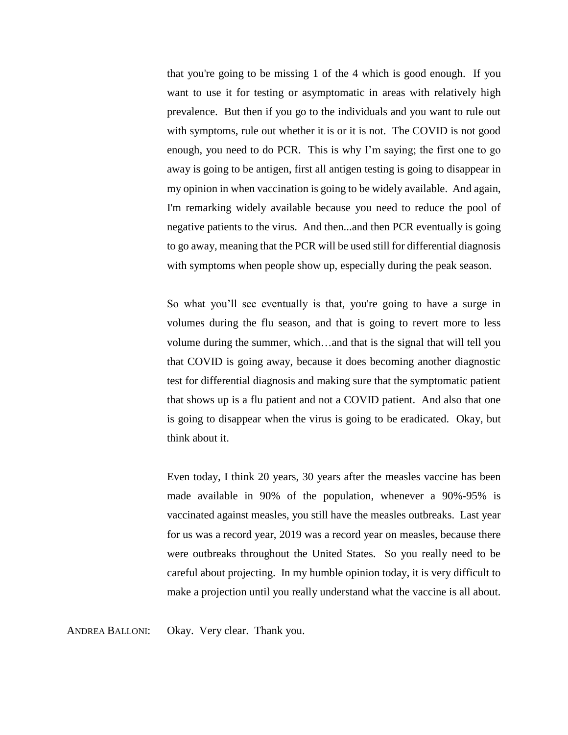that you're going to be missing 1 of the 4 which is good enough. If you want to use it for testing or asymptomatic in areas with relatively high prevalence. But then if you go to the individuals and you want to rule out with symptoms, rule out whether it is or it is not. The COVID is not good enough, you need to do PCR. This is why I'm saying; the first one to go away is going to be antigen, first all antigen testing is going to disappear in my opinion in when vaccination is going to be widely available. And again, I'm remarking widely available because you need to reduce the pool of negative patients to the virus. And then...and then PCR eventually is going to go away, meaning that the PCR will be used still for differential diagnosis with symptoms when people show up, especially during the peak season.

So what you'll see eventually is that, you're going to have a surge in volumes during the flu season, and that is going to revert more to less volume during the summer, which…and that is the signal that will tell you that COVID is going away, because it does becoming another diagnostic test for differential diagnosis and making sure that the symptomatic patient that shows up is a flu patient and not a COVID patient. And also that one is going to disappear when the virus is going to be eradicated. Okay, but think about it.

Even today, I think 20 years, 30 years after the measles vaccine has been made available in 90% of the population, whenever a 90%-95% is vaccinated against measles, you still have the measles outbreaks. Last year for us was a record year, 2019 was a record year on measles, because there were outbreaks throughout the United States. So you really need to be careful about projecting. In my humble opinion today, it is very difficult to make a projection until you really understand what the vaccine is all about.

ANDREA BALLONI: Okay. Very clear. Thank you.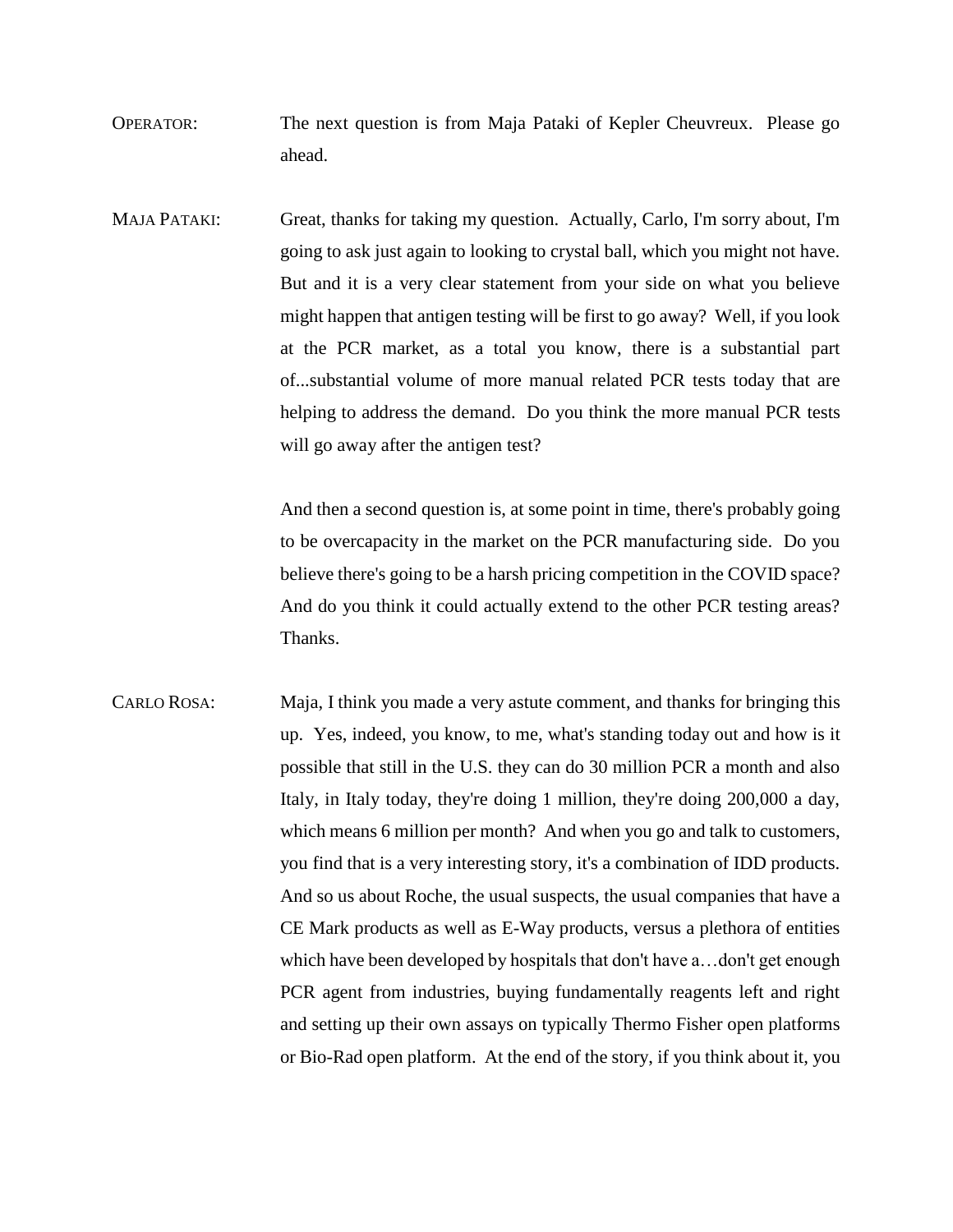OPERATOR: The next question is from Maja Pataki of Kepler Cheuvreux. Please go ahead.

MAJA PATAKI: Great, thanks for taking my question. Actually, Carlo, I'm sorry about, I'm going to ask just again to looking to crystal ball, which you might not have. But and it is a very clear statement from your side on what you believe might happen that antigen testing will be first to go away? Well, if you look at the PCR market, as a total you know, there is a substantial part of...substantial volume of more manual related PCR tests today that are helping to address the demand. Do you think the more manual PCR tests will go away after the antigen test?

And then a second question is, at some point in time, there's probably going to be overcapacity in the market on the PCR manufacturing side. Do you believe there's going to be a harsh pricing competition in the COVID space? And do you think it could actually extend to the other PCR testing areas? Thanks.

CARLO ROSA: Maja, I think you made a very astute comment, and thanks for bringing this up. Yes, indeed, you know, to me, what's standing today out and how is it possible that still in the U.S. they can do 30 million PCR a month and also Italy, in Italy today, they're doing 1 million, they're doing 200,000 a day, which means 6 million per month? And when you go and talk to customers, you find that is a very interesting story, it's a combination of IDD products. And so us about Roche, the usual suspects, the usual companies that have a CE Mark products as well as E-Way products, versus a plethora of entities which have been developed by hospitals that don't have a…don't get enough PCR agent from industries, buying fundamentally reagents left and right and setting up their own assays on typically Thermo Fisher open platforms or Bio-Rad open platform. At the end of the story, if you think about it, you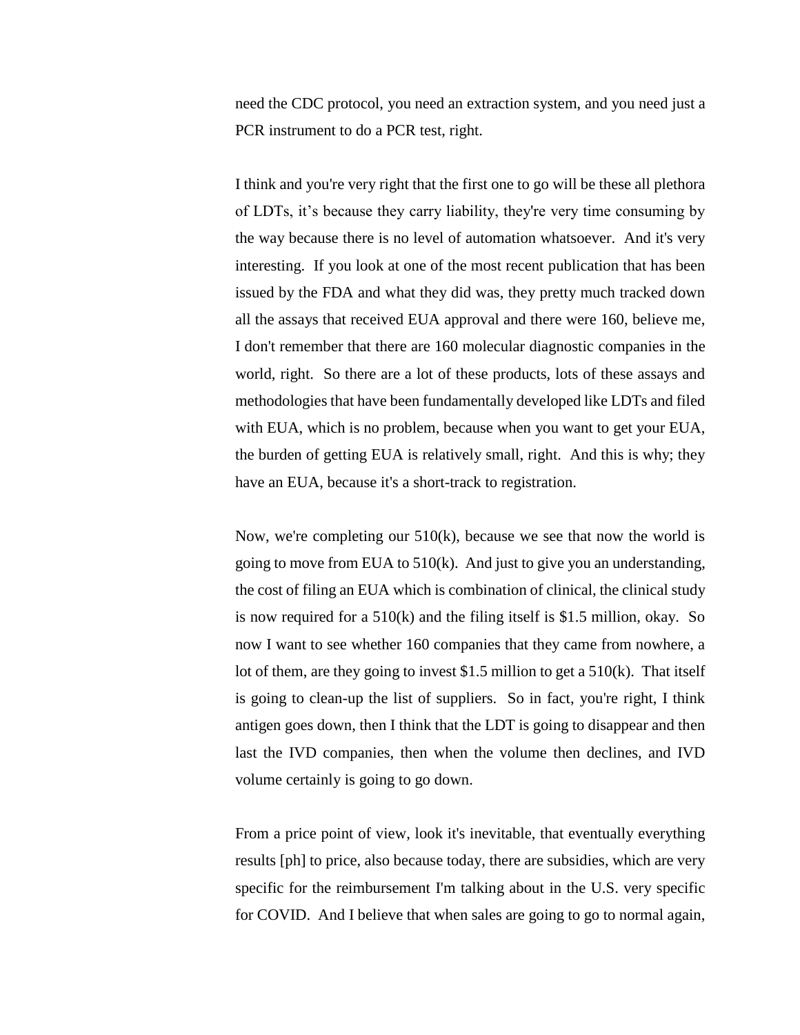need the CDC protocol, you need an extraction system, and you need just a PCR instrument to do a PCR test, right.

I think and you're very right that the first one to go will be these all plethora of LDTs, it's because they carry liability, they're very time consuming by the way because there is no level of automation whatsoever. And it's very interesting. If you look at one of the most recent publication that has been issued by the FDA and what they did was, they pretty much tracked down all the assays that received EUA approval and there were 160, believe me, I don't remember that there are 160 molecular diagnostic companies in the world, right. So there are a lot of these products, lots of these assays and methodologies that have been fundamentally developed like LDTs and filed with EUA, which is no problem, because when you want to get your EUA, the burden of getting EUA is relatively small, right. And this is why; they have an EUA, because it's a short-track to registration.

Now, we're completing our 510(k), because we see that now the world is going to move from EUA to 510(k). And just to give you an understanding, the cost of filing an EUA which is combination of clinical, the clinical study is now required for a 510(k) and the filing itself is $1.5 million, okay. So now I want to see whether 160 companies that they came from nowhere, a lot of them, are they going to invest $1.5 million to get a 510(k). That itself is going to clean-up the list of suppliers. So in fact, you're right, I think antigen goes down, then I think that the LDT is going to disappear and then last the IVD companies, then when the volume then declines, and IVD volume certainly is going to go down.

From a price point of view, look it's inevitable, that eventually everything results [ph] to price, also because today, there are subsidies, which are very specific for the reimbursement I'm talking about in the U.S. very specific for COVID. And I believe that when sales are going to go to normal again,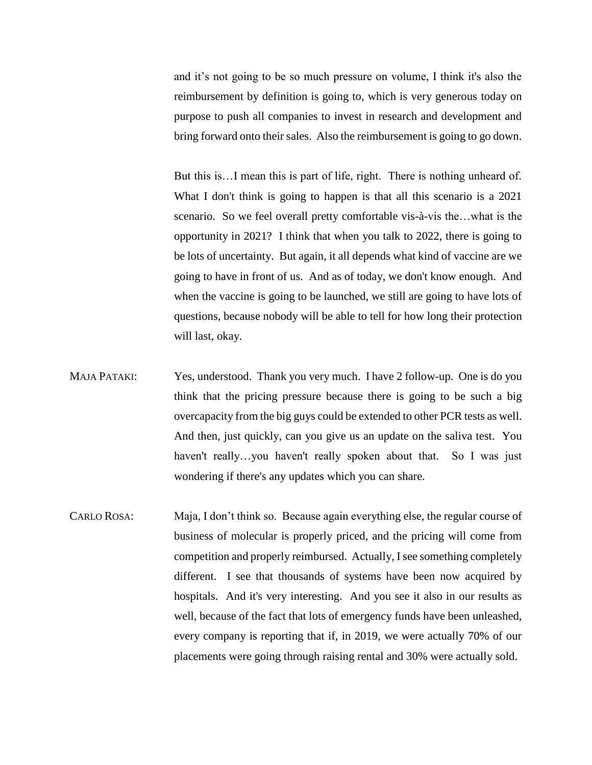and it's not going to be so much pressure on volume, I think it's also the reimbursement by definition is going to, which is very generous today on purpose to push all companies to invest in research and development and bring forward onto their sales. Also the reimbursement is going to go down.

But this is…I mean this is part of life, right. There is nothing unheard of. What I don't think is going to happen is that all this scenario is a 2021 scenario. So we feel overall pretty comfortable vis-à-vis the…what is the opportunity in 2021? I think that when you talk to 2022, there is going to be lots of uncertainty. But again, it all depends what kind of vaccine are we going to have in front of us. And as of today, we don't know enough. And when the vaccine is going to be launched, we still are going to have lots of questions, because nobody will be able to tell for how long their protection will last, okay.

MAJA PATAKI: Yes, understood. Thank you very much. I have 2 follow-up. One is do you think that the pricing pressure because there is going to be such a big overcapacity from the big guys could be extended to other PCR tests as well. And then, just quickly, can you give us an update on the saliva test. You haven't really…you haven't really spoken about that. So I was just wondering if there's any updates which you can share.

CARLO ROSA: Maja, I don't think so. Because again everything else, the regular course of business of molecular is properly priced, and the pricing will come from competition and properly reimbursed. Actually, I see something completely different. I see that thousands of systems have been now acquired by hospitals. And it's very interesting. And you see it also in our results as well, because of the fact that lots of emergency funds have been unleashed, every company is reporting that if, in 2019, we were actually 70% of our placements were going through raising rental and 30% were actually sold.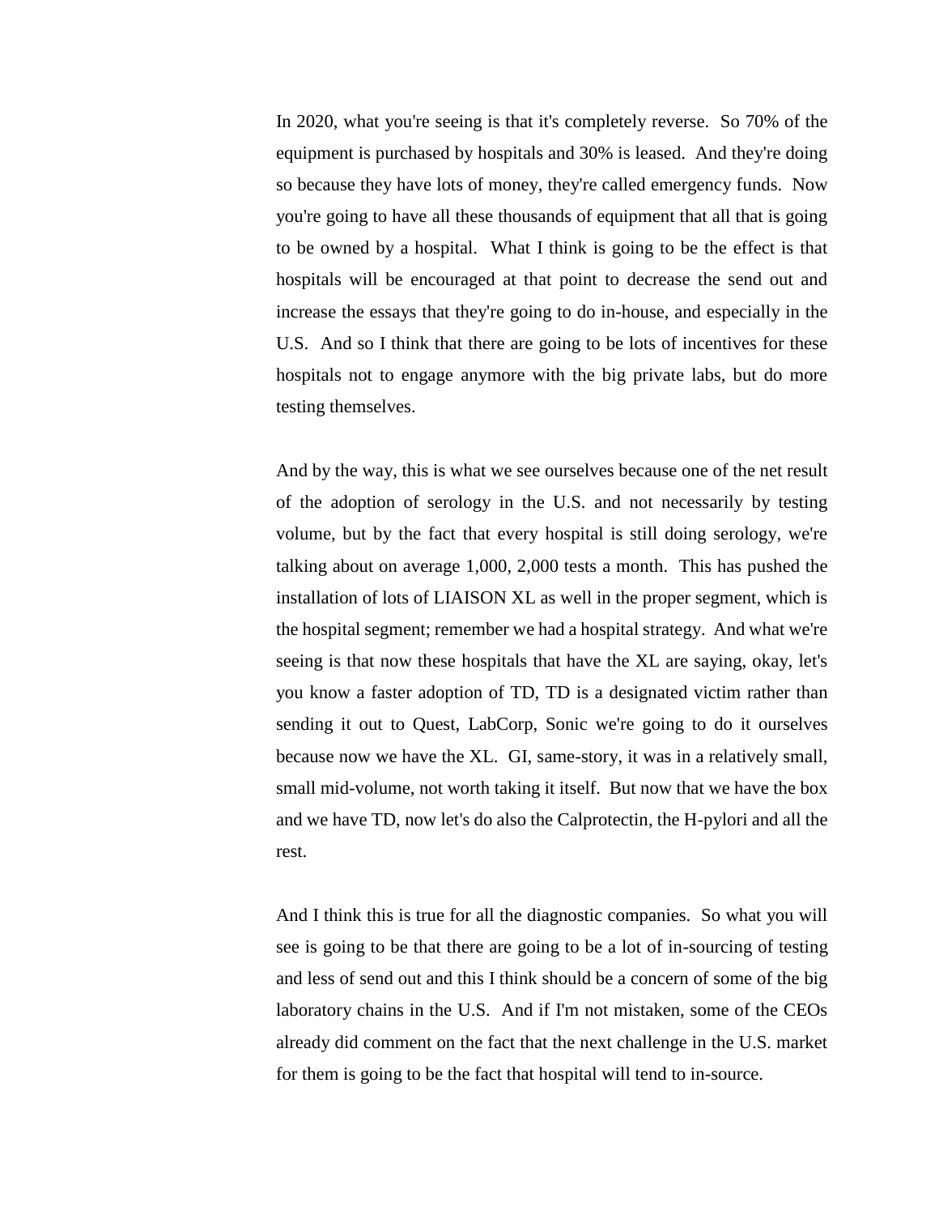In 2020, what you're seeing is that it's completely reverse. So 70% of the equipment is purchased by hospitals and 30% is leased. And they're doing so because they have lots of money, they're called emergency funds. Now you're going to have all these thousands of equipment that all that is going to be owned by a hospital. What I think is going to be the effect is that hospitals will be encouraged at that point to decrease the send out and increase the essays that they're going to do in-house, and especially in the U.S. And so I think that there are going to be lots of incentives for these hospitals not to engage anymore with the big private labs, but do more testing themselves.

And by the way, this is what we see ourselves because one of the net result of the adoption of serology in the U.S. and not necessarily by testing volume, but by the fact that every hospital is still doing serology, we're talking about on average 1,000, 2,000 tests a month. This has pushed the installation of lots of LIAISON XL as well in the proper segment, which is the hospital segment; remember we had a hospital strategy. And what we're seeing is that now these hospitals that have the XL are saying, okay, let's you know a faster adoption of TD, TD is a designated victim rather than sending it out to Quest, LabCorp, Sonic we're going to do it ourselves because now we have the XL. GI, same-story, it was in a relatively small, small mid-volume, not worth taking it itself. But now that we have the box and we have TD, now let's do also the Calprotectin, the H-pylori and all the rest.

And I think this is true for all the diagnostic companies. So what you will see is going to be that there are going to be a lot of in-sourcing of testing and less of send out and this I think should be a concern of some of the big laboratory chains in the U.S. And if I'm not mistaken, some of the CEOs already did comment on the fact that the next challenge in the U.S. market for them is going to be the fact that hospital will tend to in-source.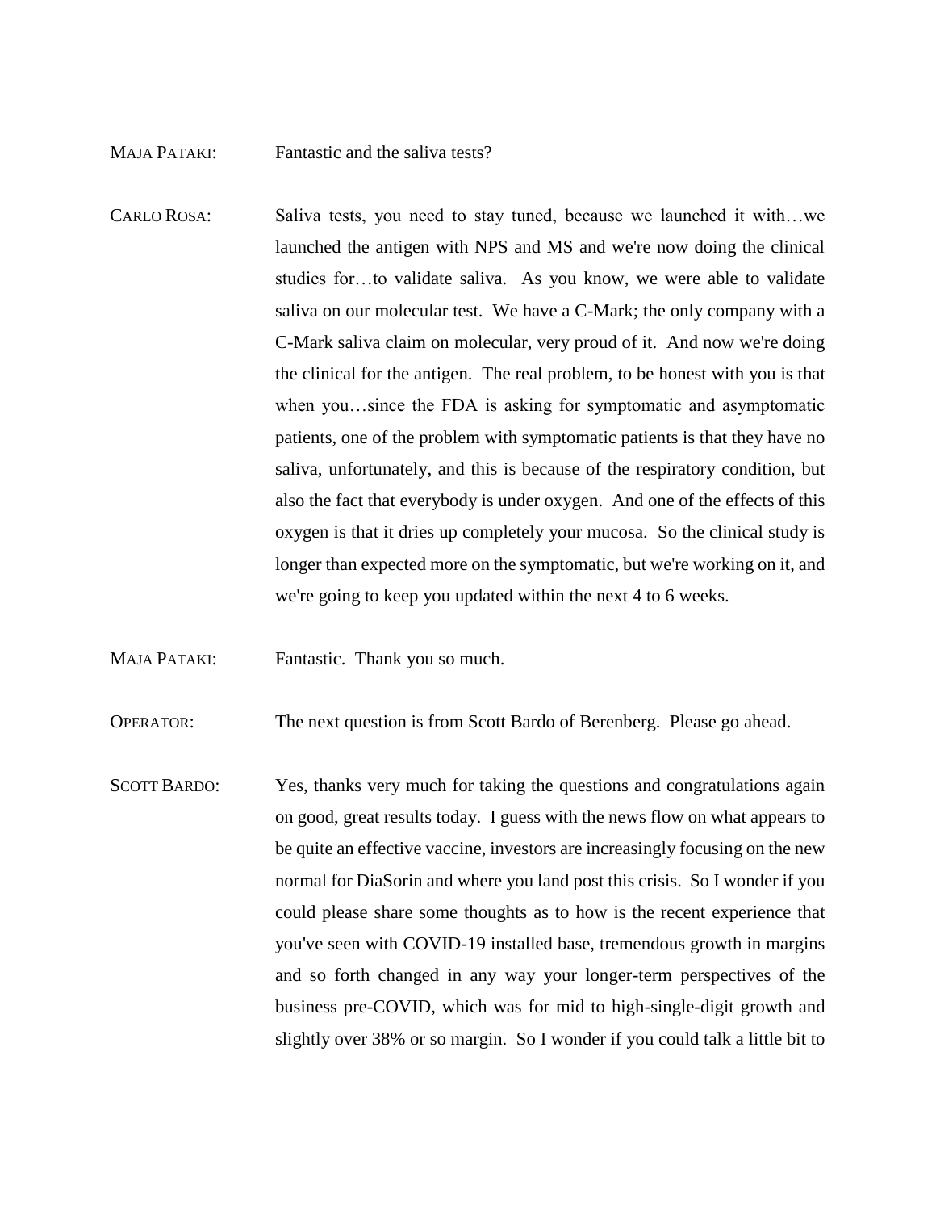MAJA PATAKI: Fantastic and the saliva tests?

CARLO ROSA: Saliva tests, you need to stay tuned, because we launched it with…we launched the antigen with NPS and MS and we're now doing the clinical studies for…to validate saliva. As you know, we were able to validate saliva on our molecular test. We have a C-Mark; the only company with a C-Mark saliva claim on molecular, very proud of it. And now we're doing the clinical for the antigen. The real problem, to be honest with you is that when you…since the FDA is asking for symptomatic and asymptomatic patients, one of the problem with symptomatic patients is that they have no saliva, unfortunately, and this is because of the respiratory condition, but also the fact that everybody is under oxygen. And one of the effects of this oxygen is that it dries up completely your mucosa. So the clinical study is longer than expected more on the symptomatic, but we're working on it, and we're going to keep you updated within the next 4 to 6 weeks.

MAJA PATAKI: Fantastic. Thank you so much.

OPERATOR: The next question is from Scott Bardo of Berenberg. Please go ahead.

SCOTT BARDO: Yes, thanks very much for taking the questions and congratulations again on good, great results today. I guess with the news flow on what appears to be quite an effective vaccine, investors are increasingly focusing on the new normal for DiaSorin and where you land post this crisis. So I wonder if you could please share some thoughts as to how is the recent experience that you've seen with COVID-19 installed base, tremendous growth in margins and so forth changed in any way your longer-term perspectives of the business pre-COVID, which was for mid to high-single-digit growth and slightly over 38% or so margin. So I wonder if you could talk a little bit to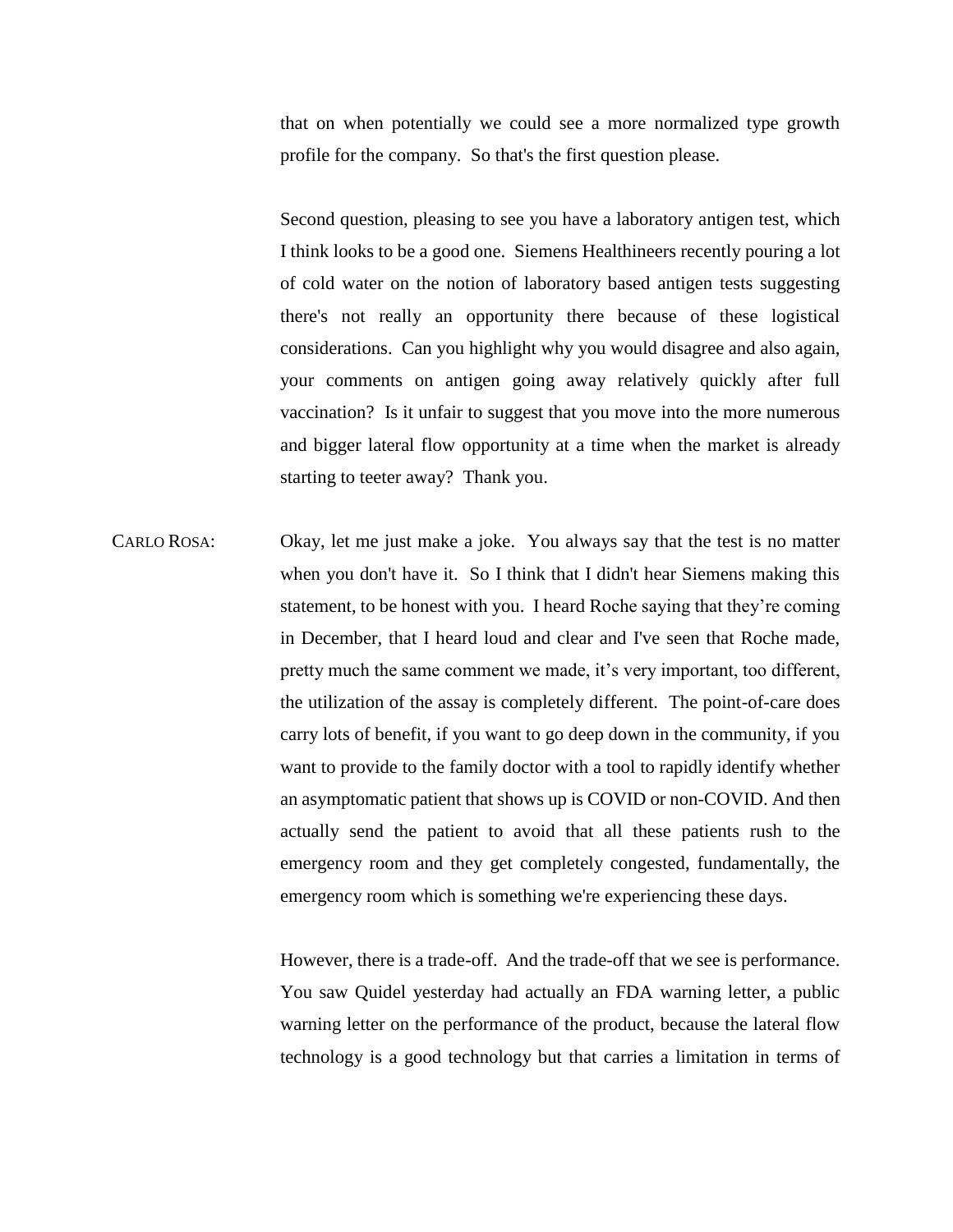that on when potentially we could see a more normalized type growth profile for the company. So that's the first question please.

Second question, pleasing to see you have a laboratory antigen test, which I think looks to be a good one. Siemens Healthineers recently pouring a lot of cold water on the notion of laboratory based antigen tests suggesting there's not really an opportunity there because of these logistical considerations. Can you highlight why you would disagree and also again, your comments on antigen going away relatively quickly after full vaccination? Is it unfair to suggest that you move into the more numerous and bigger lateral flow opportunity at a time when the market is already starting to teeter away? Thank you.

CARLO ROSA: Okay, let me just make a joke. You always say that the test is no matter when you don't have it. So I think that I didn't hear Siemens making this statement, to be honest with you. I heard Roche saying that they're coming in December, that I heard loud and clear and I've seen that Roche made, pretty much the same comment we made, it's very important, too different, the utilization of the assay is completely different. The point-of-care does carry lots of benefit, if you want to go deep down in the community, if you want to provide to the family doctor with a tool to rapidly identify whether an asymptomatic patient that shows up is COVID or non-COVID. And then actually send the patient to avoid that all these patients rush to the emergency room and they get completely congested, fundamentally, the emergency room which is something we're experiencing these days.

However, there is a trade-off. And the trade-off that we see is performance. You saw Quidel yesterday had actually an FDA warning letter, a public warning letter on the performance of the product, because the lateral flow technology is a good technology but that carries a limitation in terms of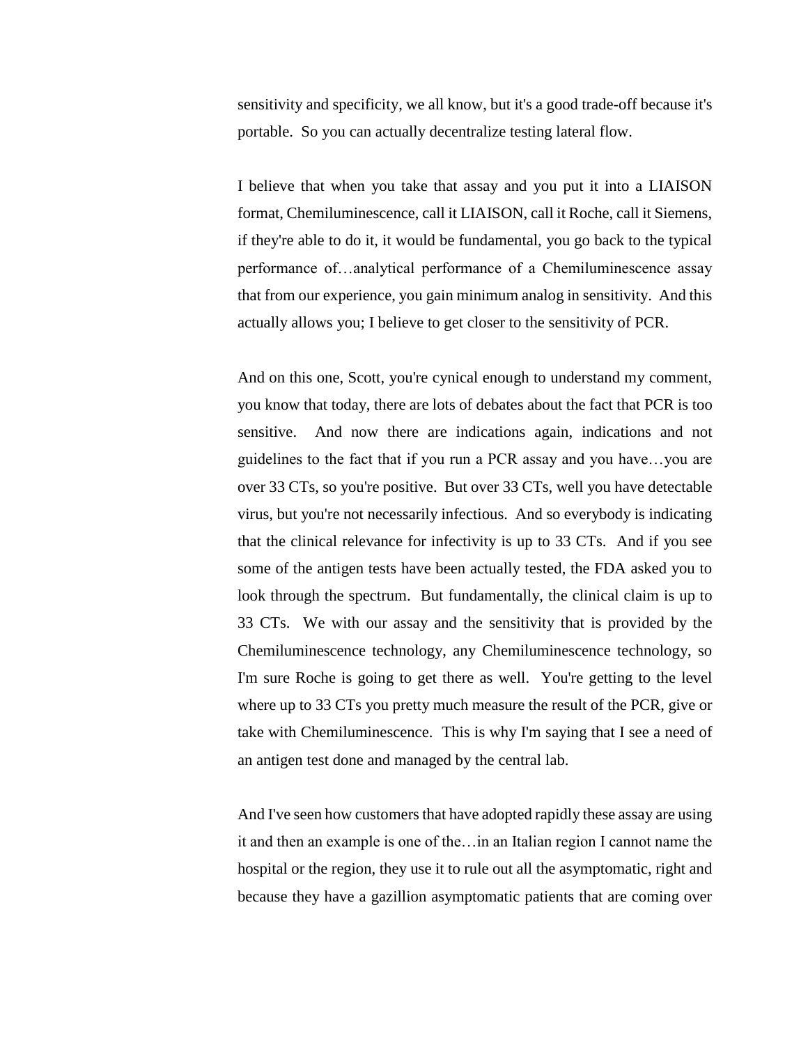sensitivity and specificity, we all know, but it's a good trade-off because it's portable. So you can actually decentralize testing lateral flow.

I believe that when you take that assay and you put it into a LIAISON format, Chemiluminescence, call it LIAISON, call it Roche, call it Siemens, if they're able to do it, it would be fundamental, you go back to the typical performance of…analytical performance of a Chemiluminescence assay that from our experience, you gain minimum analog in sensitivity. And this actually allows you; I believe to get closer to the sensitivity of PCR.

And on this one, Scott, you're cynical enough to understand my comment, you know that today, there are lots of debates about the fact that PCR is too sensitive. And now there are indications again, indications and not guidelines to the fact that if you run a PCR assay and you have…you are over 33 CTs, so you're positive. But over 33 CTs, well you have detectable virus, but you're not necessarily infectious. And so everybody is indicating that the clinical relevance for infectivity is up to 33 CTs. And if you see some of the antigen tests have been actually tested, the FDA asked you to look through the spectrum. But fundamentally, the clinical claim is up to 33 CTs. We with our assay and the sensitivity that is provided by the Chemiluminescence technology, any Chemiluminescence technology, so I'm sure Roche is going to get there as well. You're getting to the level where up to 33 CTs you pretty much measure the result of the PCR, give or take with Chemiluminescence. This is why I'm saying that I see a need of an antigen test done and managed by the central lab.

And I've seen how customers that have adopted rapidly these assay are using it and then an example is one of the…in an Italian region I cannot name the hospital or the region, they use it to rule out all the asymptomatic, right and because they have a gazillion asymptomatic patients that are coming over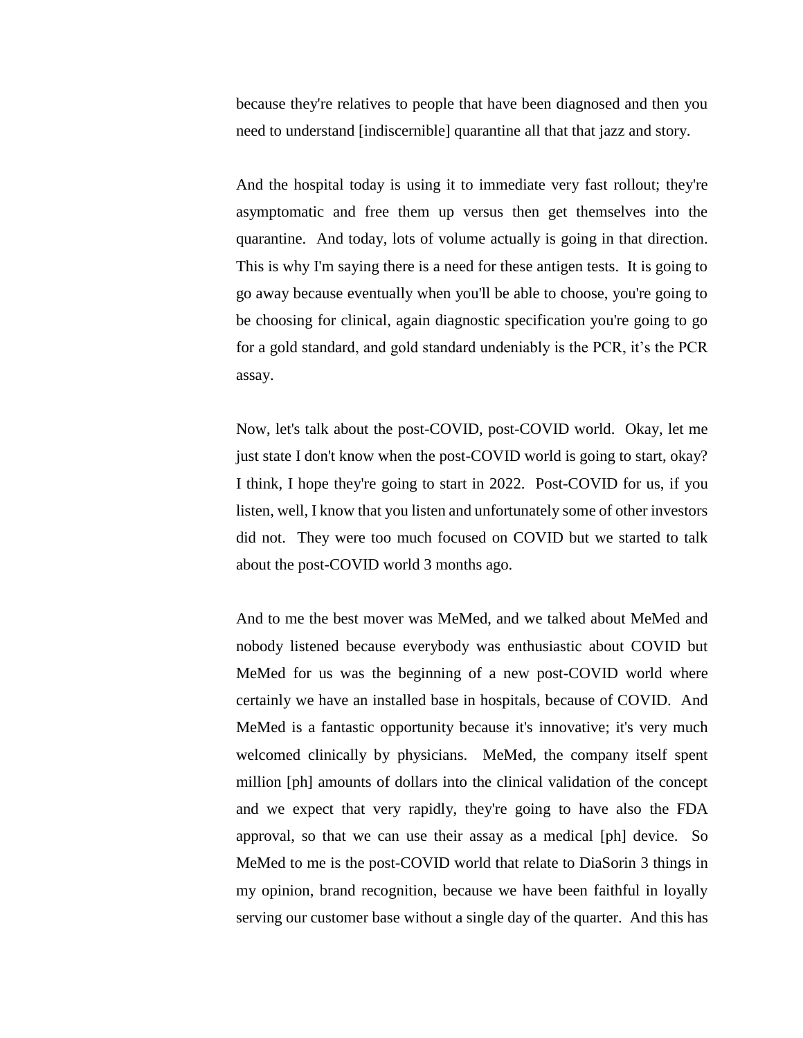because they're relatives to people that have been diagnosed and then you need to understand [indiscernible] quarantine all that that jazz and story.

And the hospital today is using it to immediate very fast rollout; they're asymptomatic and free them up versus then get themselves into the quarantine. And today, lots of volume actually is going in that direction. This is why I'm saying there is a need for these antigen tests. It is going to go away because eventually when you'll be able to choose, you're going to be choosing for clinical, again diagnostic specification you're going to go for a gold standard, and gold standard undeniably is the PCR, it's the PCR assay.

Now, let's talk about the post-COVID, post-COVID world. Okay, let me just state I don't know when the post-COVID world is going to start, okay? I think, I hope they're going to start in 2022. Post-COVID for us, if you listen, well, I know that you listen and unfortunately some of other investors did not. They were too much focused on COVID but we started to talk about the post-COVID world 3 months ago.

And to me the best mover was MeMed, and we talked about MeMed and nobody listened because everybody was enthusiastic about COVID but MeMed for us was the beginning of a new post-COVID world where certainly we have an installed base in hospitals, because of COVID. And MeMed is a fantastic opportunity because it's innovative; it's very much welcomed clinically by physicians. MeMed, the company itself spent million [ph] amounts of dollars into the clinical validation of the concept and we expect that very rapidly, they're going to have also the FDA approval, so that we can use their assay as a medical [ph] device. So MeMed to me is the post-COVID world that relate to DiaSorin 3 things in my opinion, brand recognition, because we have been faithful in loyally serving our customer base without a single day of the quarter. And this has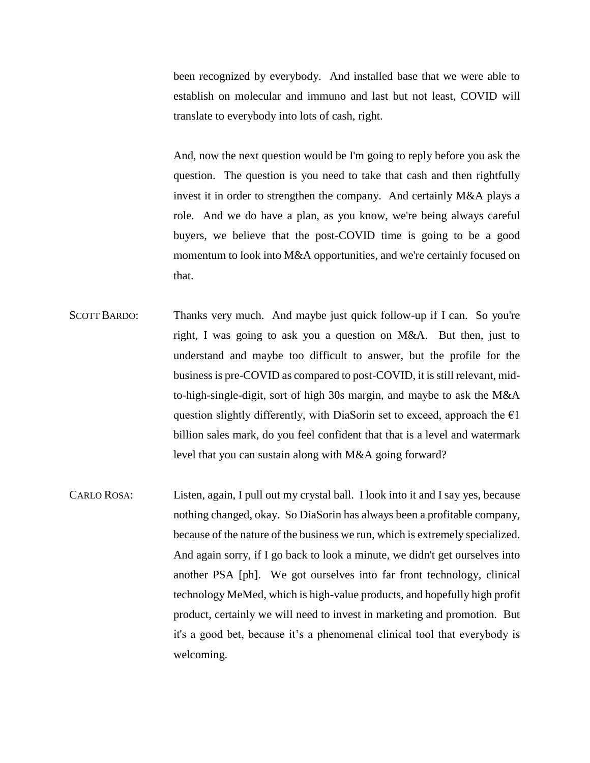been recognized by everybody. And installed base that we were able to establish on molecular and immuno and last but not least, COVID will translate to everybody into lots of cash, right.

And, now the next question would be I'm going to reply before you ask the question. The question is you need to take that cash and then rightfully invest it in order to strengthen the company. And certainly M&A plays a role. And we do have a plan, as you know, we're being always careful buyers, we believe that the post-COVID time is going to be a good momentum to look into M&A opportunities, and we're certainly focused on that.

SCOTT BARDO: Thanks very much. And maybe just quick follow-up if I can. So you're right, I was going to ask you a question on M&A. But then, just to understand and maybe too difficult to answer, but the profile for the business is pre-COVID as compared to post-COVID, it is still relevant, mid-to-high-single-digit, sort of high 30s margin, and maybe to ask the M&A question slightly differently, with DiaSorin set to exceed, approach the €1 billion sales mark, do you feel confident that that is a level and watermark level that you can sustain along with M&A going forward?

CARLO ROSA: Listen, again, I pull out my crystal ball. I look into it and I say yes, because nothing changed, okay. So DiaSorin has always been a profitable company, because of the nature of the business we run, which is extremely specialized. And again sorry, if I go back to look a minute, we didn't get ourselves into another PSA [ph]. We got ourselves into far front technology, clinical technology MeMed, which is high-value products, and hopefully high profit product, certainly we will need to invest in marketing and promotion. But it's a good bet, because it’s a phenomenal clinical tool that everybody is welcoming.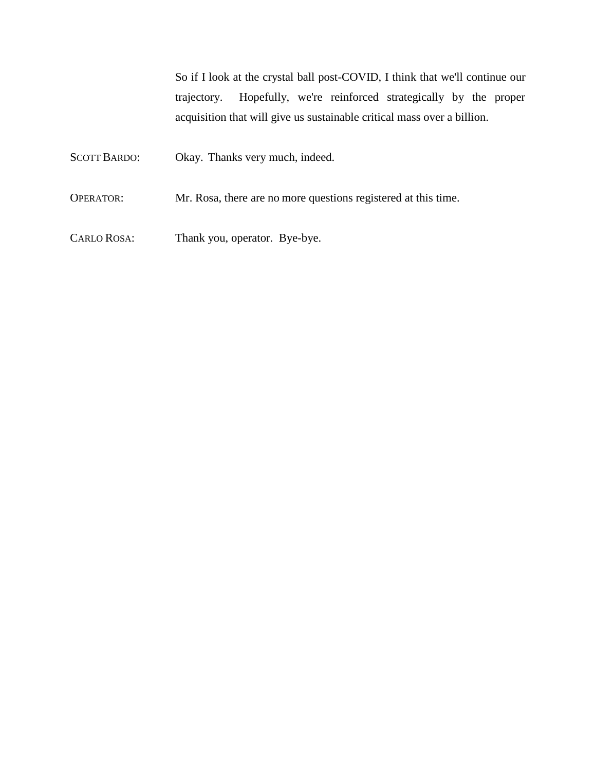So if I look at the crystal ball post-COVID, I think that we'll continue our trajectory. Hopefully, we're reinforced strategically by the proper acquisition that will give us sustainable critical mass over a billion.

SCOTT BARDO: Okay. Thanks very much, indeed.

OPERATOR: Mr. Rosa, there are no more questions registered at this time.

CARLO ROSA: Thank you, operator. Bye-bye.